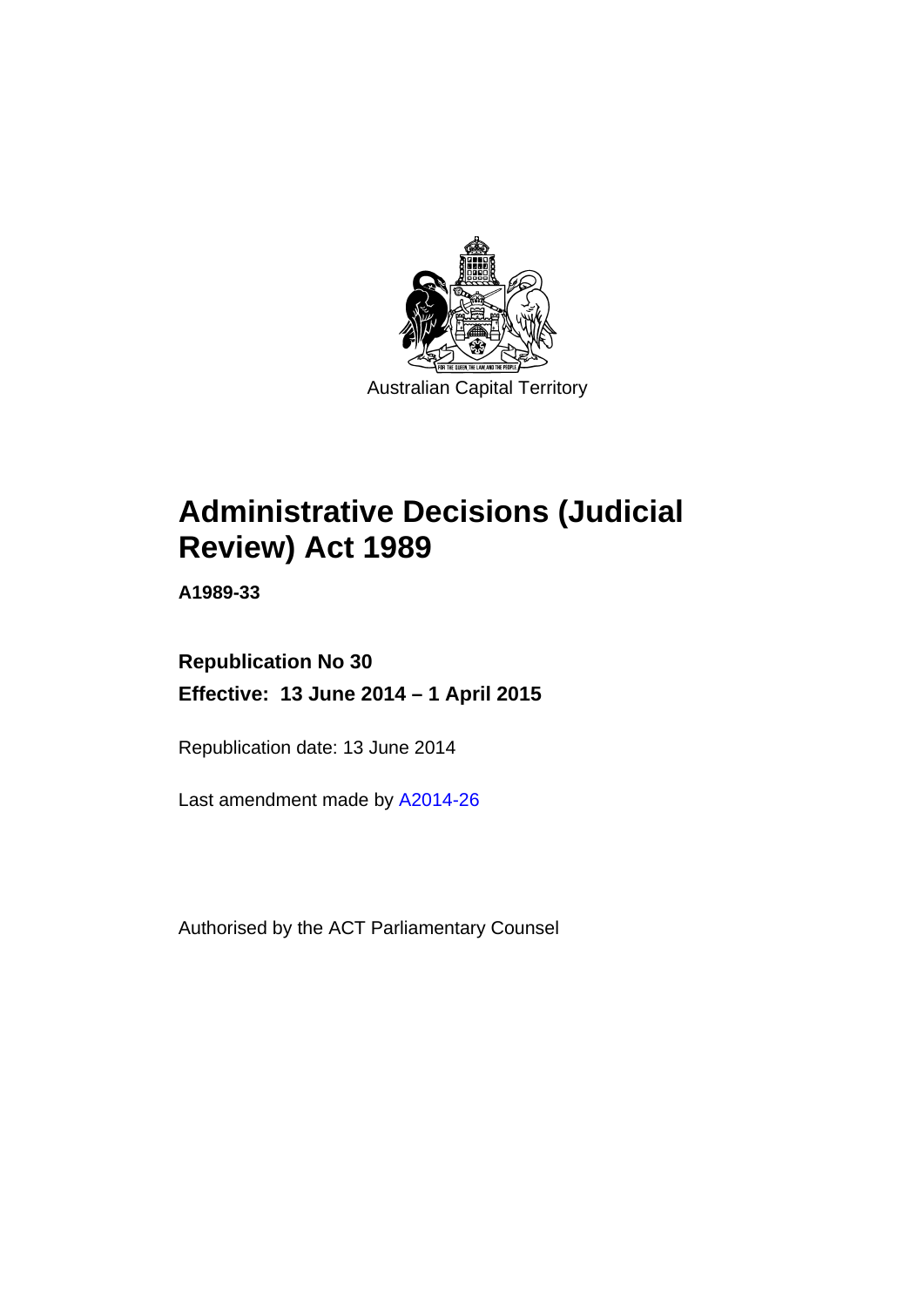Australian Capital Territory

# Administrative Decisions (Judicial Review) Act 1989

**A1989-33**

**Republication No 30**

**Effective: 13 June 2014 – 1 April 2015**

Republication date: 13 June 2014

Last amendment made by A2014-26

Authorised by the ACT Parliamentary Counsel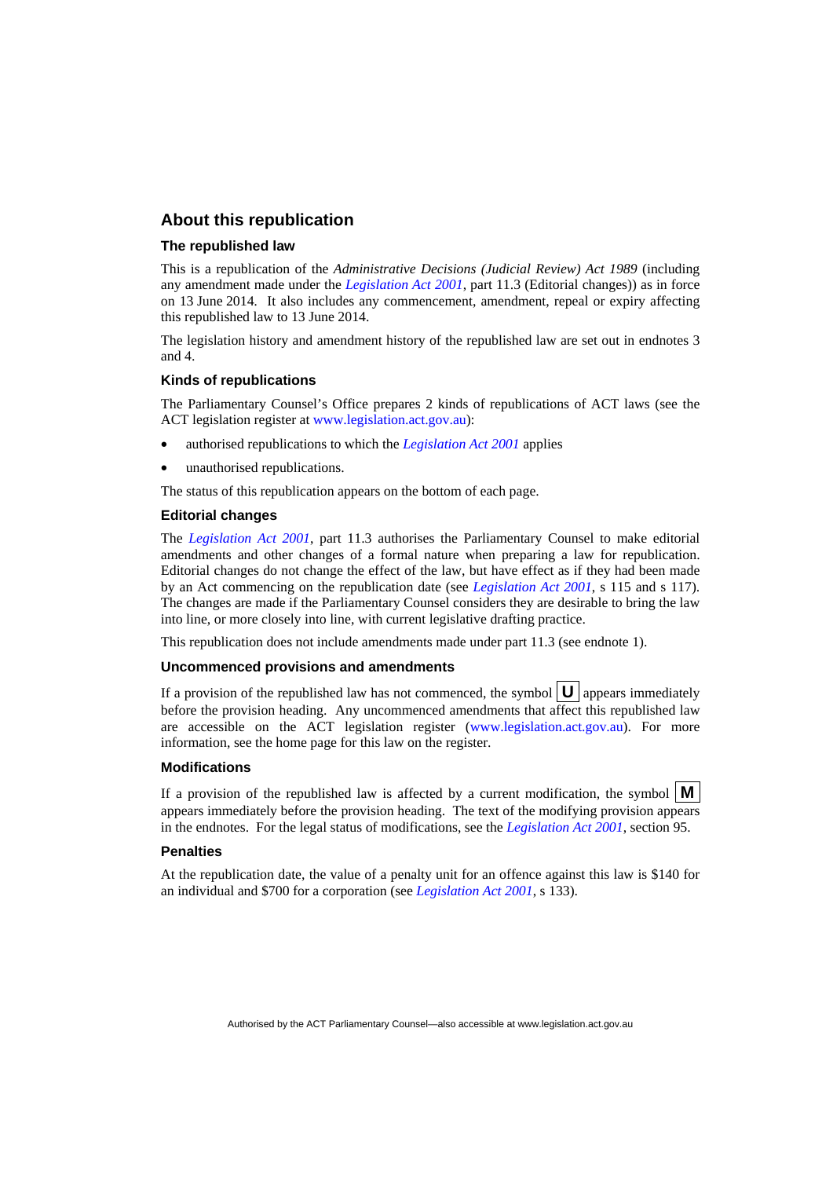## About this republication

### The republished law

This is a republication of the *Administrative Decisions (Judicial Review) Act 1989* (including any amendment made under the *Legislation Act 2001*, part 11.3 (Editorial changes)) as in force on 13 June 2014. It also includes any commencement, amendment, repeal or expiry affecting this republished law to 13 June 2014.

The legislation history and amendment history of the republished law are set out in endnotes 3 and 4.

### Kinds of republications

The Parliamentary Counsel's Office prepares 2 kinds of republications of ACT laws (see the ACT legislation register at www.legislation.act.gov.au):

- authorised republications to which the *Legislation Act 2001* applies
- unauthorised republications.

The status of this republication appears on the bottom of each page.

### Editorial changes

The *Legislation Act 2001*, part 11.3 authorises the Parliamentary Counsel to make editorial amendments and other changes of a formal nature when preparing a law for republication. Editorial changes do not change the effect of the law, but have effect as if they had been made by an Act commencing on the republication date (see *Legislation Act 2001*, s 115 and s 117). The changes are made if the Parliamentary Counsel considers they are desirable to bring the law into line, or more closely into line, with current legislative drafting practice.

This republication does not include amendments made under part 11.3 (see endnote 1).

### Uncommenced provisions and amendments

If a provision of the republished law has not commenced, the symbol **U** appears immediately before the provision heading. Any uncommenced amendments that affect this republished law are accessible on the ACT legislation register (www.legislation.act.gov.au). For more information, see the home page for this law on the register.

### Modifications

If a provision of the republished law is affected by a current modification, the symbol **M** appears immediately before the provision heading. The text of the modifying provision appears in the endnotes. For the legal status of modifications, see the *Legislation Act 2001*, section 95.

### Penalties

At the republication date, the value of a penalty unit for an offence against this law is $140 for an individual and $700 for a corporation (see *Legislation Act 2001*, s 133).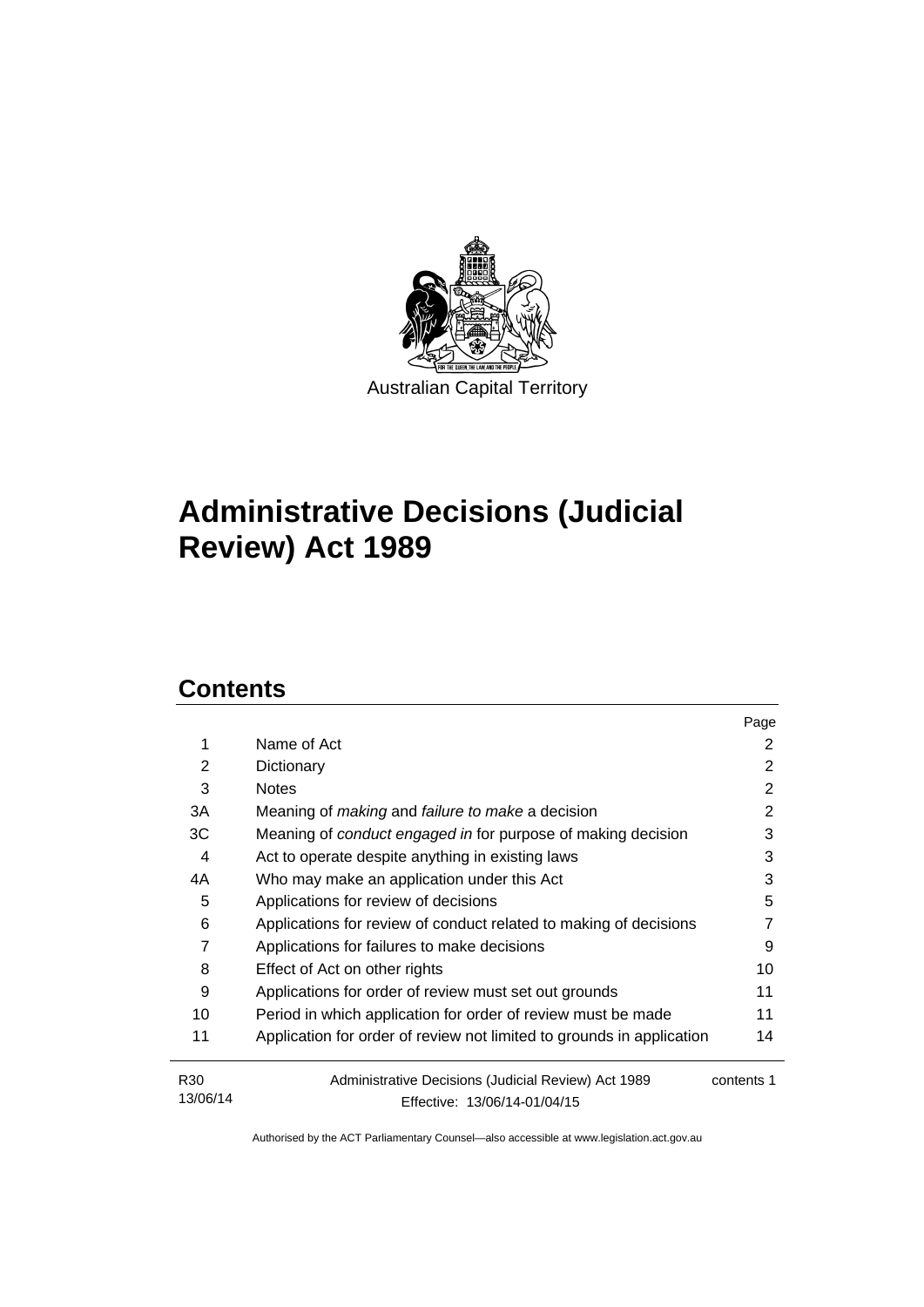Australian Capital Territory

# Administrative Decisions (Judicial Review) Act 1989

## Contents

| | | Page |
|---|---|---|
| 1 | Name of Act | 2 |
| 2 | Dictionary | 2 |
| 3 | Notes | 2 |
| 3A | Meaning of *making* and *failure to make* a decision | 2 |
| 3C | Meaning of *conduct engaged in* for purpose of making decision | 3 |
| 4 | Act to operate despite anything in existing laws | 3 |
| 4A | Who may make an application under this Act | 3 |
| 5 | Applications for review of decisions | 5 |
| 6 | Applications for review of conduct related to making of decisions | 7 |
| 7 | Applications for failures to make decisions | 9 |
| 8 | Effect of Act on other rights | 10 |
| 9 | Applications for order of review must set out grounds | 11 |
| 10 | Period in which application for order of review must be made | 11 |
| 11 | Application for order of review not limited to grounds in application | 14 |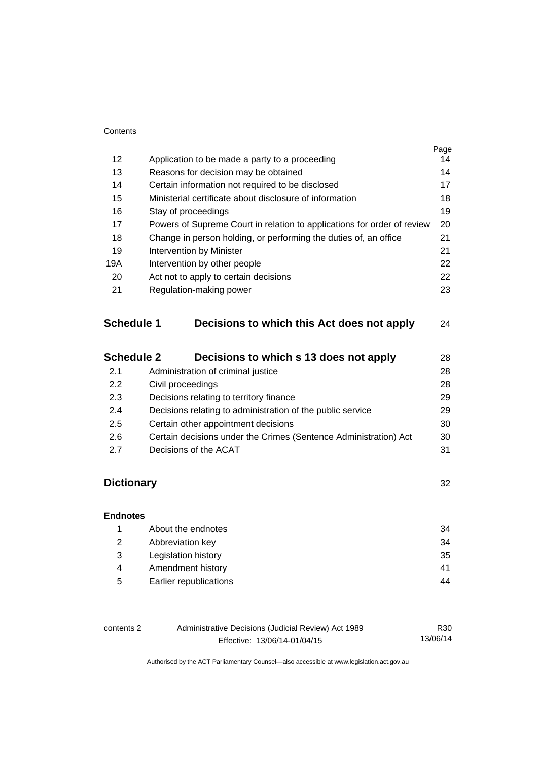| | | Page |
|---|---|---|
| 12 | Application to be made a party to a proceeding | 14 |
| 13 | Reasons for decision may be obtained | 14 |
| 14 | Certain information not required to be disclosed | 17 |
| 15 | Ministerial certificate about disclosure of information | 18 |
| 16 | Stay of proceedings | 19 |
| 17 | Powers of Supreme Court in relation to applications for order of review | 20 |
| 18 | Change in person holding, or performing the duties of, an office | 21 |
| 19 | Intervention by Minister | 21 |
| 19A | Intervention by other people | 22 |
| 20 | Act not to apply to certain decisions | 22 |
| 21 | Regulation-making power | 23 |

## Schedule 1 Decisions to which this Act does not apply 24

## Schedule 2 Decisions to which s 13 does not apply 28

| | | |
|---|---|---|
| 2.1 | Administration of criminal justice | 28 |
| 2.2 | Civil proceedings | 28 |
| 2.3 | Decisions relating to territory finance | 29 |
| 2.4 | Decisions relating to administration of the public service | 29 |
| 2.5 | Certain other appointment decisions | 30 |
| 2.6 | Certain decisions under the Crimes (Sentence Administration) Act | 30 |
| 2.7 | Decisions of the ACAT | 31 |

## Dictionary 32

**Endnotes**

| | | |
|---|---|---|
| 1 | About the endnotes | 34 |
| 2 | Abbreviation key | 34 |
| 3 | Legislation history | 35 |
| 4 | Amendment history | 41 |
| 5 | Earlier republications | 44 |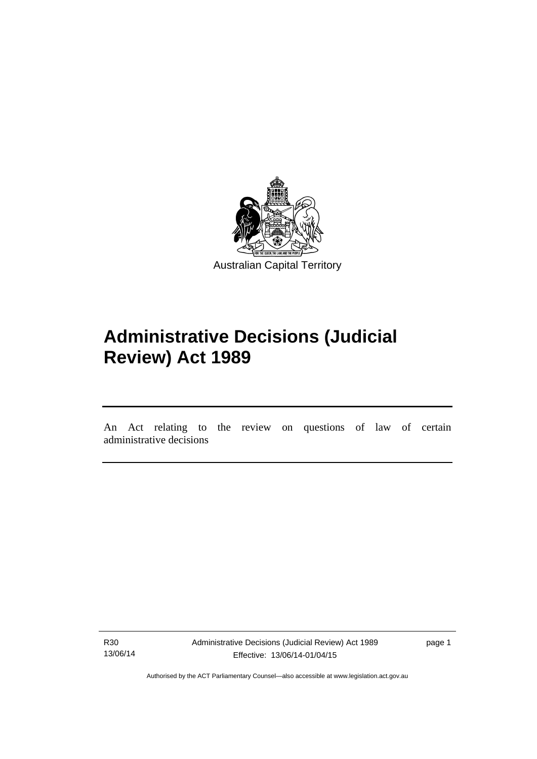Australian Capital Territory

# Administrative Decisions (Judicial Review) Act 1989

An Act relating to the review on questions of law of certain administrative decisions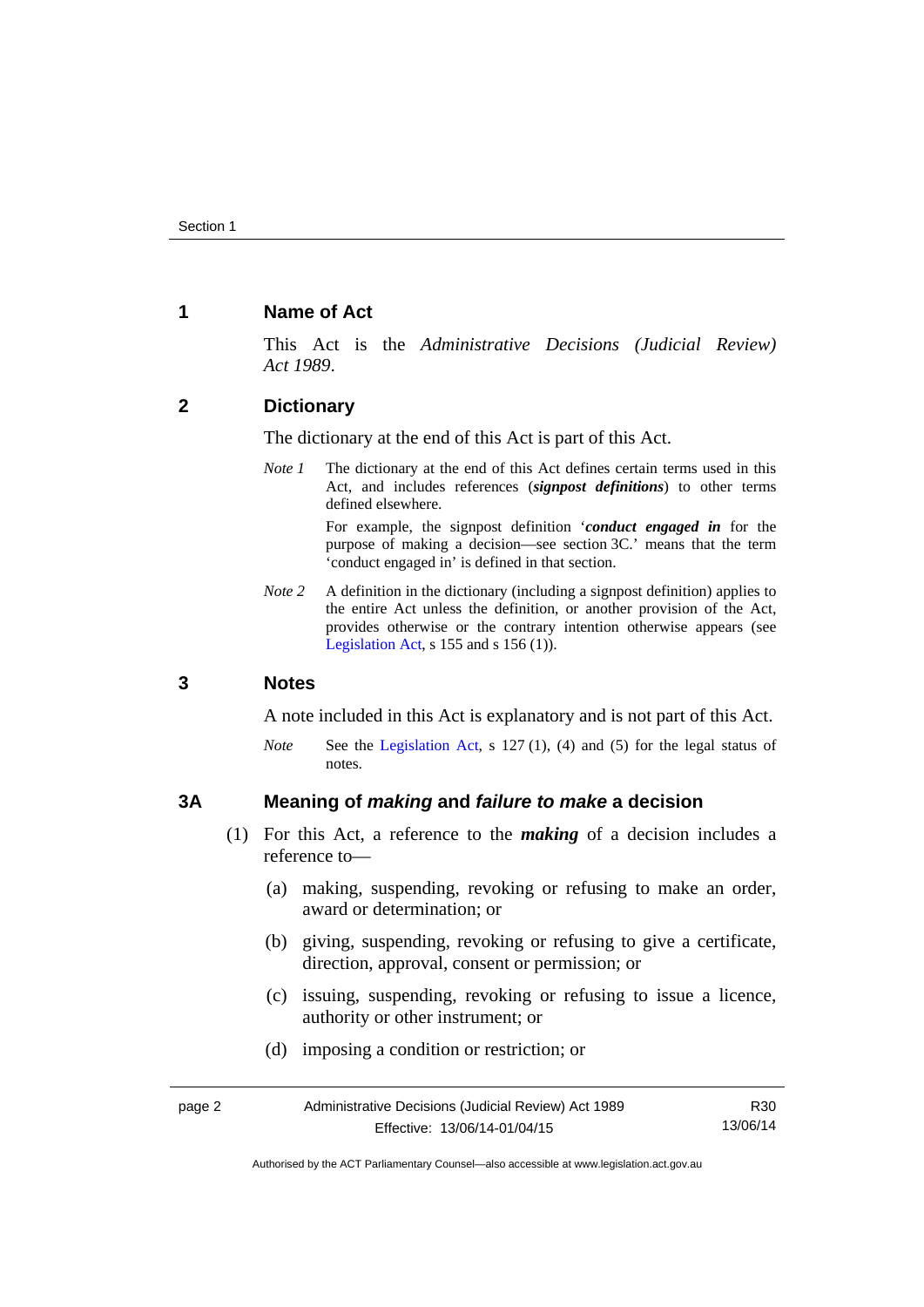## 1 Name of Act

This Act is the *Administrative Decisions (Judicial Review) Act 1989*.

## 2 Dictionary

The dictionary at the end of this Act is part of this Act.

*Note 1* The dictionary at the end of this Act defines certain terms used in this Act, and includes references (***signpost definitions***) to other terms defined elsewhere.

For example, the signpost definition '***conduct engaged in*** for the purpose of making a decision—see section 3C.' means that the term 'conduct engaged in' is defined in that section.

*Note 2* A definition in the dictionary (including a signpost definition) applies to the entire Act unless the definition, or another provision of the Act, provides otherwise or the contrary intention otherwise appears (see Legislation Act, s 155 and s 156 (1)).

## 3 Notes

A note included in this Act is explanatory and is not part of this Act.

*Note* See the Legislation Act, s 127 (1), (4) and (5) for the legal status of notes.

## 3A Meaning of *making* and *failure to make* a decision

(1) For this Act, a reference to the ***making*** of a decision includes a reference to—

(a) making, suspending, revoking or refusing to make an order, award or determination; or

(b) giving, suspending, revoking or refusing to give a certificate, direction, approval, consent or permission; or

(c) issuing, suspending, revoking or refusing to issue a licence, authority or other instrument; or

(d) imposing a condition or restriction; or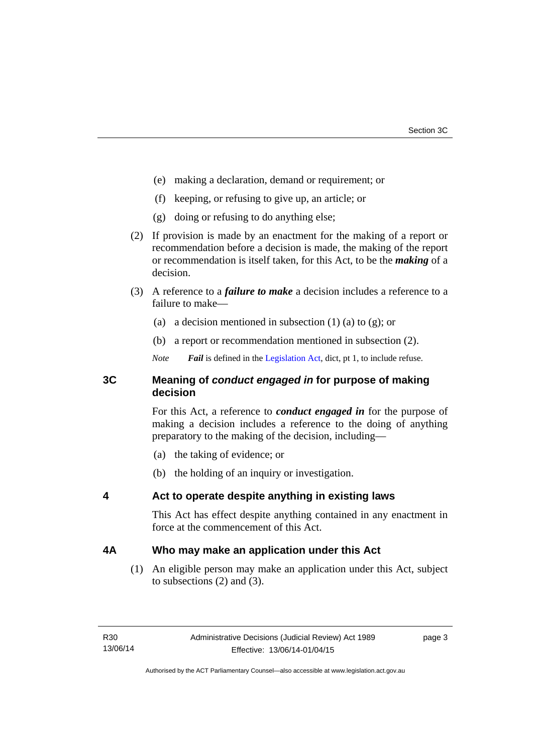(e) making a declaration, demand or requirement; or

(f) keeping, or refusing to give up, an article; or

(g) doing or refusing to do anything else;

(2) If provision is made by an enactment for the making of a report or recommendation before a decision is made, the making of the report or recommendation is itself taken, for this Act, to be the ***making*** of a decision.

(3) A reference to a ***failure to make*** a decision includes a reference to a failure to make—

(a) a decision mentioned in subsection (1) (a) to (g); or

(b) a report or recommendation mentioned in subsection (2).

*Note* ***Fail*** is defined in the Legislation Act, dict, pt 1, to include refuse.

## 3C Meaning of *conduct engaged in* for purpose of making decision

For this Act, a reference to ***conduct engaged in*** for the purpose of making a decision includes a reference to the doing of anything preparatory to the making of the decision, including—

(a) the taking of evidence; or

(b) the holding of an inquiry or investigation.

## 4 Act to operate despite anything in existing laws

This Act has effect despite anything contained in any enactment in force at the commencement of this Act.

## 4A Who may make an application under this Act

(1) An eligible person may make an application under this Act, subject to subsections (2) and (3).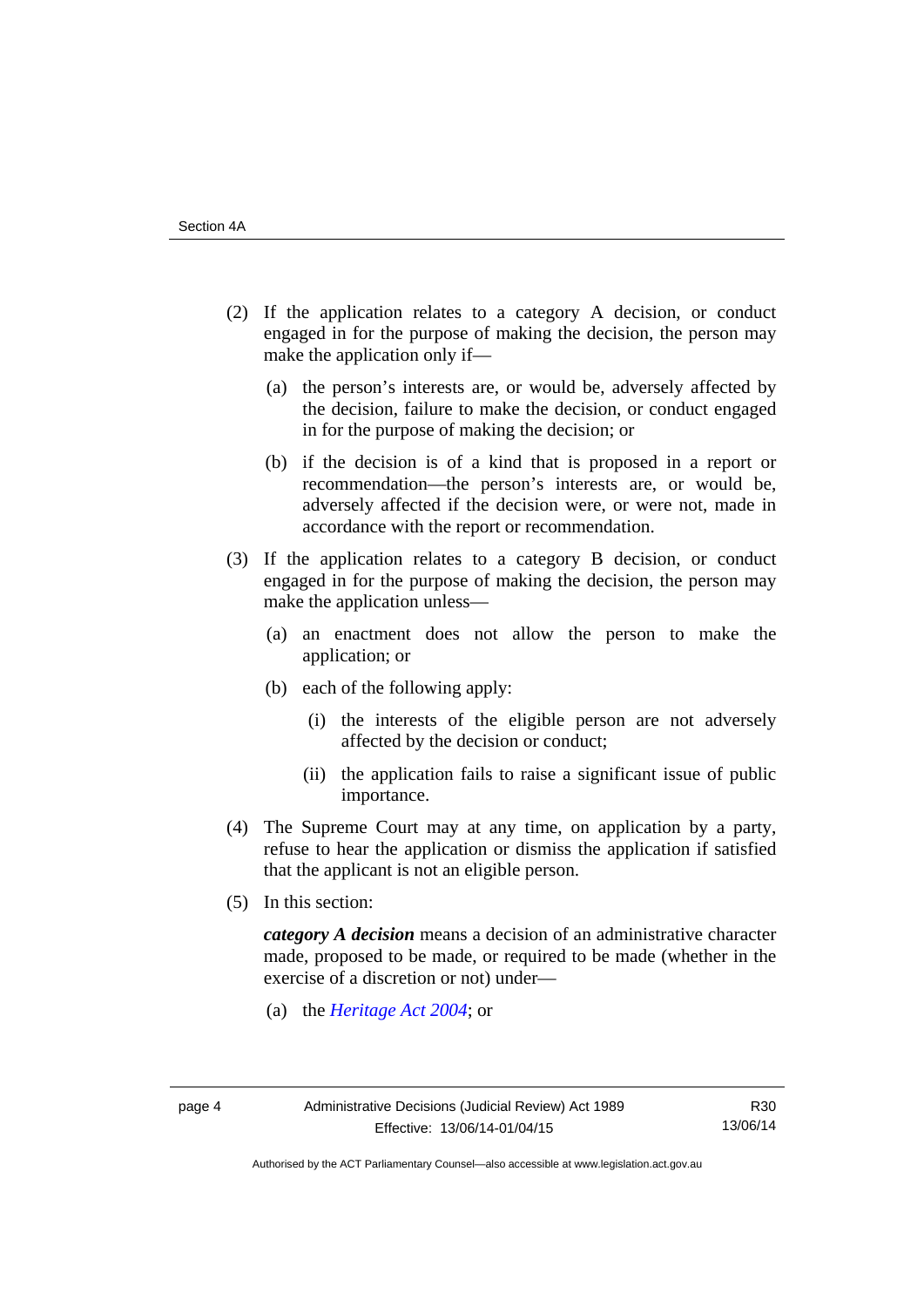(2) If the application relates to a category A decision, or conduct engaged in for the purpose of making the decision, the person may make the application only if—

(a) the person's interests are, or would be, adversely affected by the decision, failure to make the decision, or conduct engaged in for the purpose of making the decision; or

(b) if the decision is of a kind that is proposed in a report or recommendation—the person's interests are, or would be, adversely affected if the decision were, or were not, made in accordance with the report or recommendation.

(3) If the application relates to a category B decision, or conduct engaged in for the purpose of making the decision, the person may make the application unless—

(a) an enactment does not allow the person to make the application; or

(b) each of the following apply:

(i) the interests of the eligible person are not adversely affected by the decision or conduct;

(ii) the application fails to raise a significant issue of public importance.

(4) The Supreme Court may at any time, on application by a party, refuse to hear the application or dismiss the application if satisfied that the applicant is not an eligible person.

(5) In this section:

***category A decision*** means a decision of an administrative character made, proposed to be made, or required to be made (whether in the exercise of a discretion or not) under—

(a) the *Heritage Act 2004*; or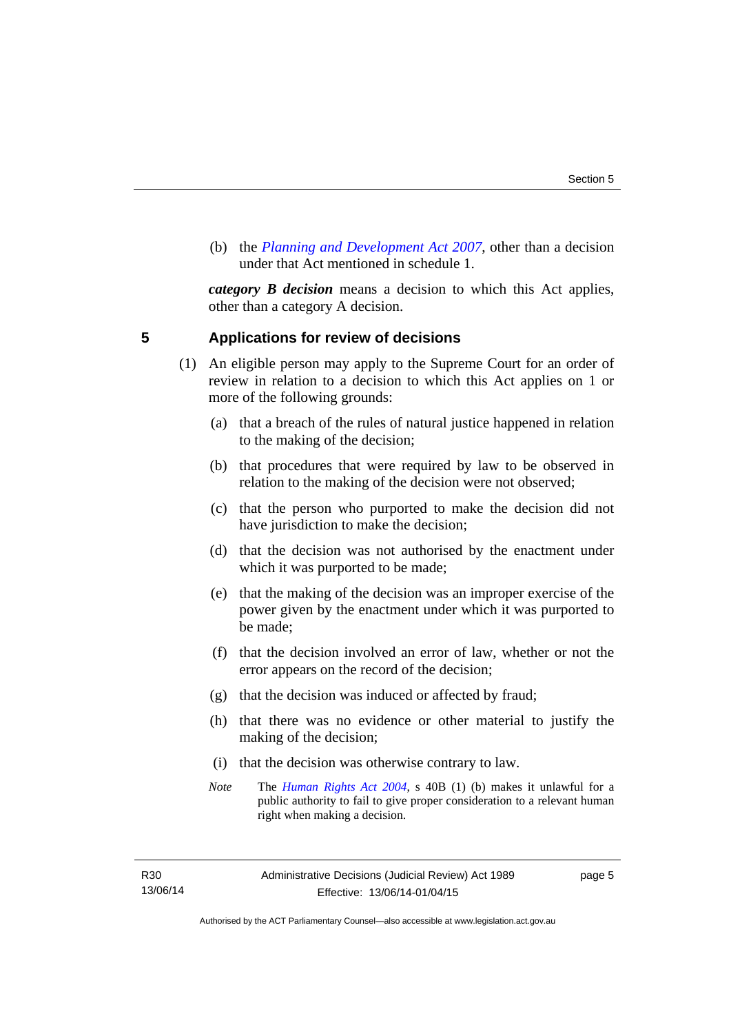(b) the *Planning and Development Act 2007*, other than a decision under that Act mentioned in schedule 1.

***category B decision*** means a decision to which this Act applies, other than a category A decision.

## 5 Applications for review of decisions

(1) An eligible person may apply to the Supreme Court for an order of review in relation to a decision to which this Act applies on 1 or more of the following grounds:

(a) that a breach of the rules of natural justice happened in relation to the making of the decision;

(b) that procedures that were required by law to be observed in relation to the making of the decision were not observed;

(c) that the person who purported to make the decision did not have jurisdiction to make the decision;

(d) that the decision was not authorised by the enactment under which it was purported to be made;

(e) that the making of the decision was an improper exercise of the power given by the enactment under which it was purported to be made;

(f) that the decision involved an error of law, whether or not the error appears on the record of the decision;

(g) that the decision was induced or affected by fraud;

(h) that there was no evidence or other material to justify the making of the decision;

(i) that the decision was otherwise contrary to law.

*Note* The *Human Rights Act 2004*, s 40B (1) (b) makes it unlawful for a public authority to fail to give proper consideration to a relevant human right when making a decision.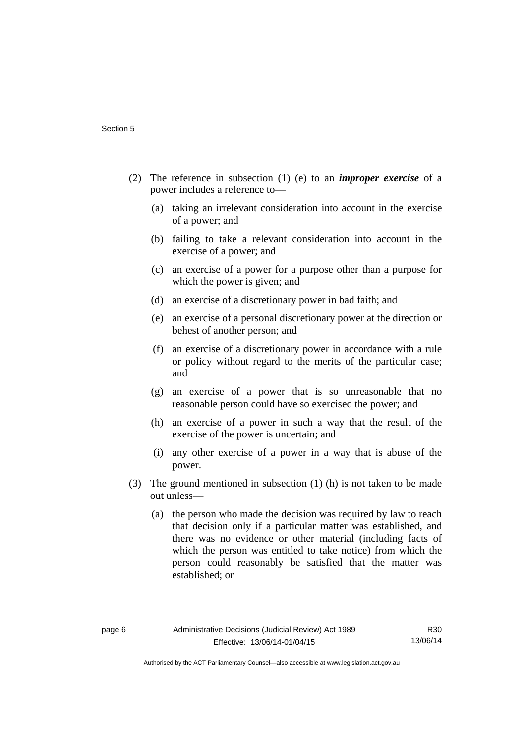(2) The reference in subsection (1) (e) to an ***improper exercise*** of a power includes a reference to—

(a) taking an irrelevant consideration into account in the exercise of a power; and

(b) failing to take a relevant consideration into account in the exercise of a power; and

(c) an exercise of a power for a purpose other than a purpose for which the power is given; and

(d) an exercise of a discretionary power in bad faith; and

(e) an exercise of a personal discretionary power at the direction or behest of another person; and

(f) an exercise of a discretionary power in accordance with a rule or policy without regard to the merits of the particular case; and

(g) an exercise of a power that is so unreasonable that no reasonable person could have so exercised the power; and

(h) an exercise of a power in such a way that the result of the exercise of the power is uncertain; and

(i) any other exercise of a power in a way that is abuse of the power.

(3) The ground mentioned in subsection (1) (h) is not taken to be made out unless—

(a) the person who made the decision was required by law to reach that decision only if a particular matter was established, and there was no evidence or other material (including facts of which the person was entitled to take notice) from which the person could reasonably be satisfied that the matter was established; or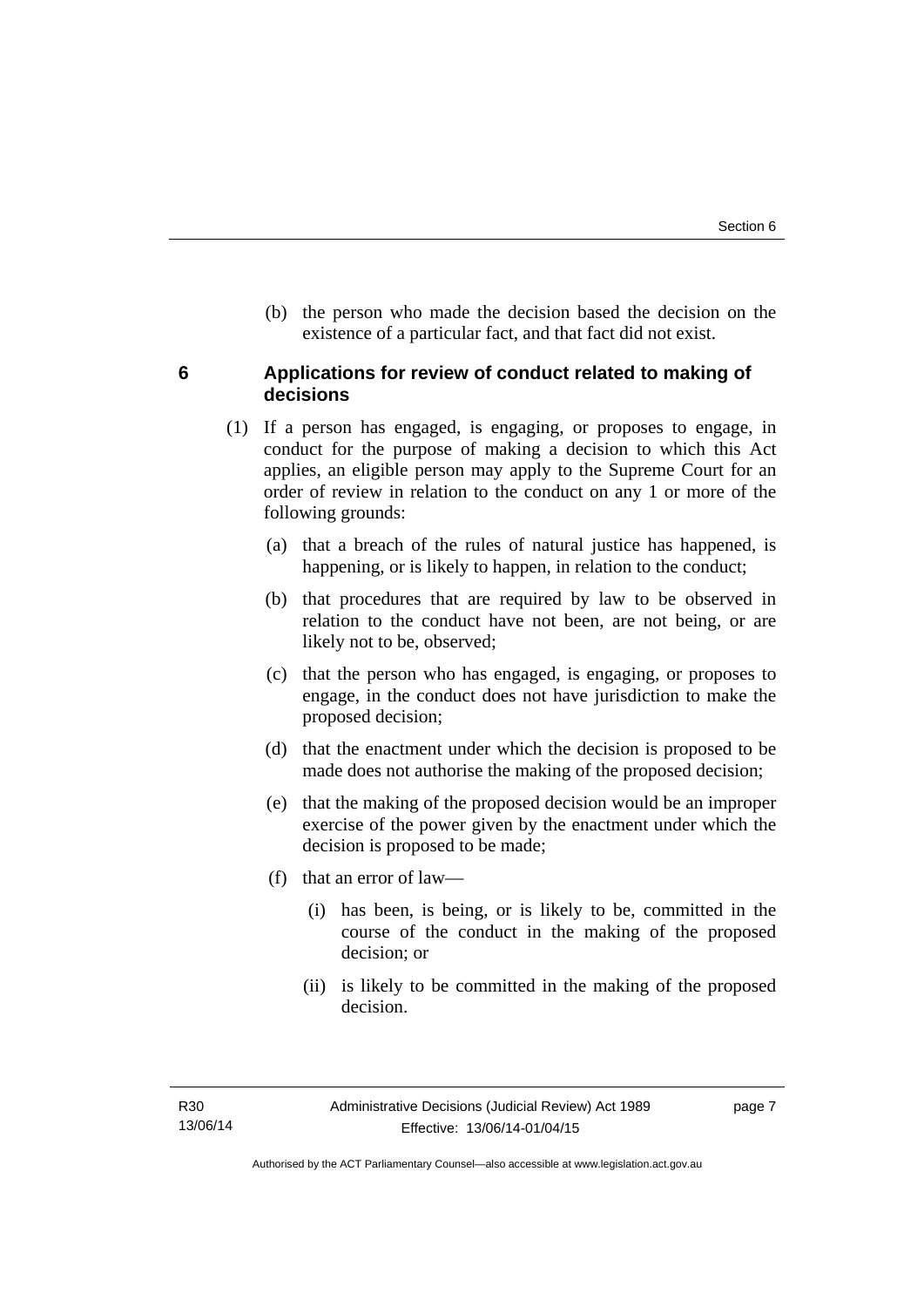(b) the person who made the decision based the decision on the existence of a particular fact, and that fact did not exist.

## 6 Applications for review of conduct related to making of decisions

(1) If a person has engaged, is engaging, or proposes to engage, in conduct for the purpose of making a decision to which this Act applies, an eligible person may apply to the Supreme Court for an order of review in relation to the conduct on any 1 or more of the following grounds:

(a) that a breach of the rules of natural justice has happened, is happening, or is likely to happen, in relation to the conduct;

(b) that procedures that are required by law to be observed in relation to the conduct have not been, are not being, or are likely not to be, observed;

(c) that the person who has engaged, is engaging, or proposes to engage, in the conduct does not have jurisdiction to make the proposed decision;

(d) that the enactment under which the decision is proposed to be made does not authorise the making of the proposed decision;

(e) that the making of the proposed decision would be an improper exercise of the power given by the enactment under which the decision is proposed to be made;

(f) that an error of law—

(i) has been, is being, or is likely to be, committed in the course of the conduct in the making of the proposed decision; or

(ii) is likely to be committed in the making of the proposed decision.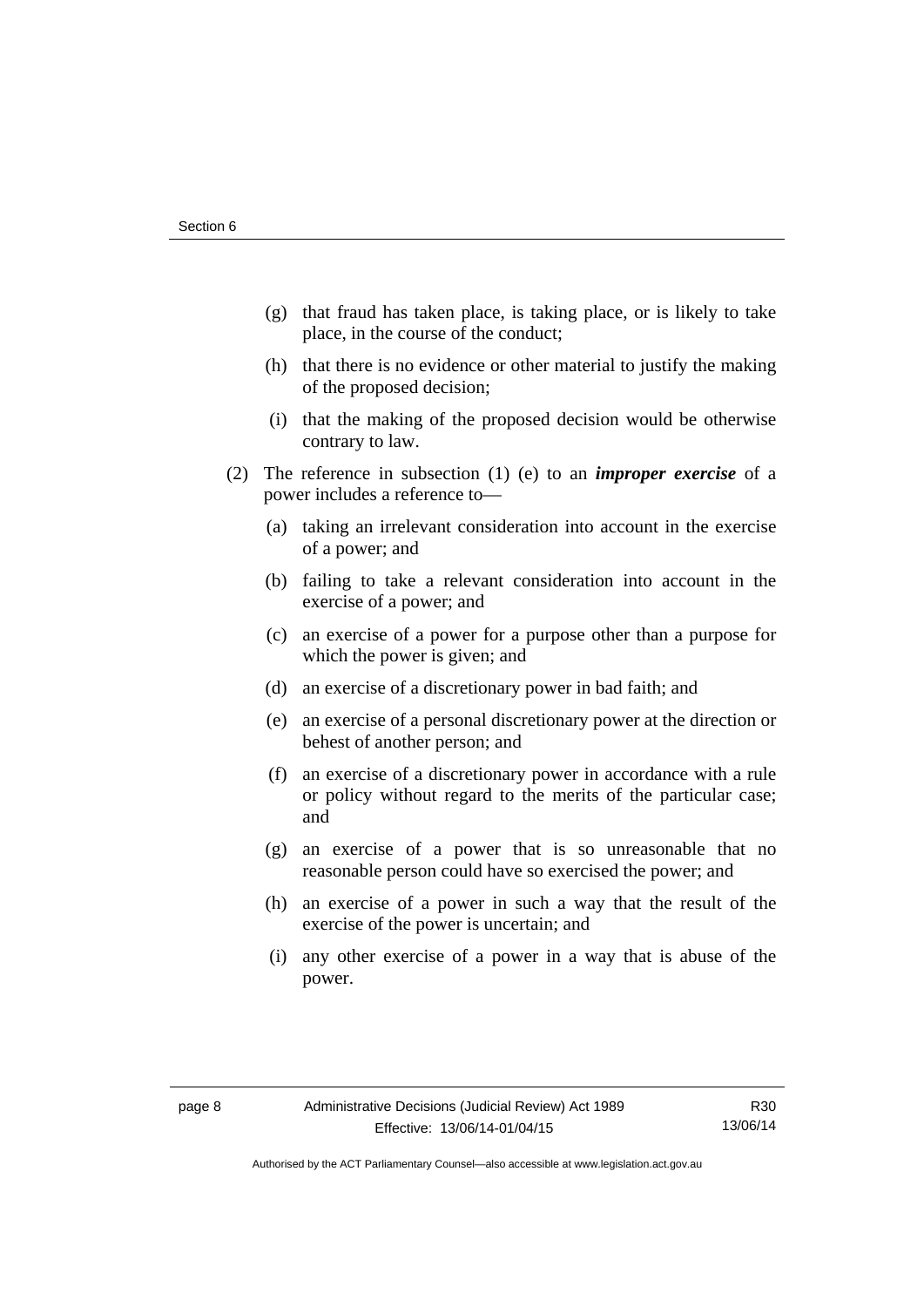(g) that fraud has taken place, is taking place, or is likely to take place, in the course of the conduct;

(h) that there is no evidence or other material to justify the making of the proposed decision;

(i) that the making of the proposed decision would be otherwise contrary to law.

(2) The reference in subsection (1) (e) to an ***improper exercise*** of a power includes a reference to—

(a) taking an irrelevant consideration into account in the exercise of a power; and

(b) failing to take a relevant consideration into account in the exercise of a power; and

(c) an exercise of a power for a purpose other than a purpose for which the power is given; and

(d) an exercise of a discretionary power in bad faith; and

(e) an exercise of a personal discretionary power at the direction or behest of another person; and

(f) an exercise of a discretionary power in accordance with a rule or policy without regard to the merits of the particular case; and

(g) an exercise of a power that is so unreasonable that no reasonable person could have so exercised the power; and

(h) an exercise of a power in such a way that the result of the exercise of the power is uncertain; and

(i) any other exercise of a power in a way that is abuse of the power.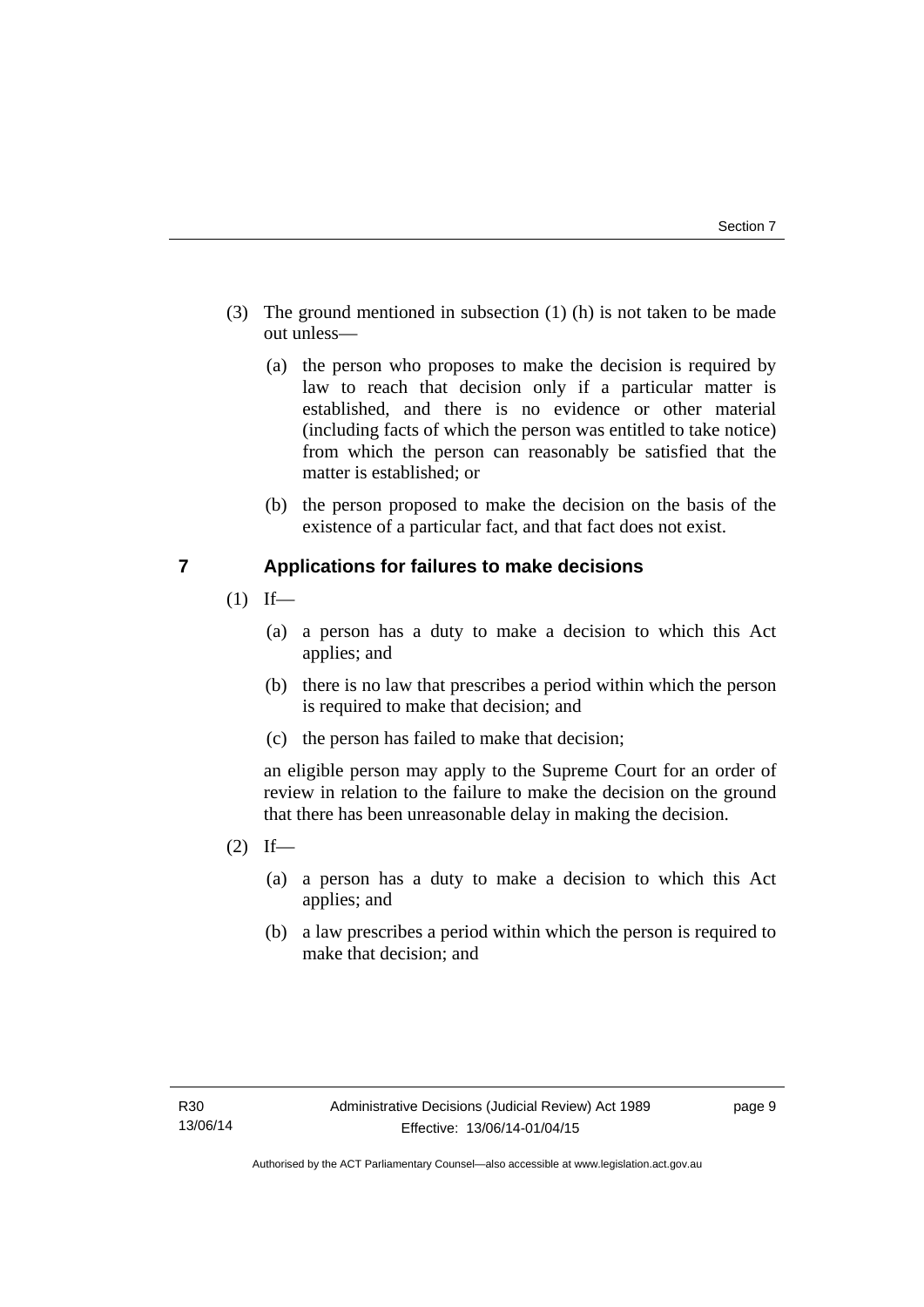(3) The ground mentioned in subsection (1) (h) is not taken to be made out unless—

(a) the person who proposes to make the decision is required by law to reach that decision only if a particular matter is established, and there is no evidence or other material (including facts of which the person was entitled to take notice) from which the person can reasonably be satisfied that the matter is established; or

(b) the person proposed to make the decision on the basis of the existence of a particular fact, and that fact does not exist.

## 7 Applications for failures to make decisions

(1) If—

(a) a person has a duty to make a decision to which this Act applies; and

(b) there is no law that prescribes a period within which the person is required to make that decision; and

(c) the person has failed to make that decision;

an eligible person may apply to the Supreme Court for an order of review in relation to the failure to make the decision on the ground that there has been unreasonable delay in making the decision.

(2) If—

(a) a person has a duty to make a decision to which this Act applies; and

(b) a law prescribes a period within which the person is required to make that decision; and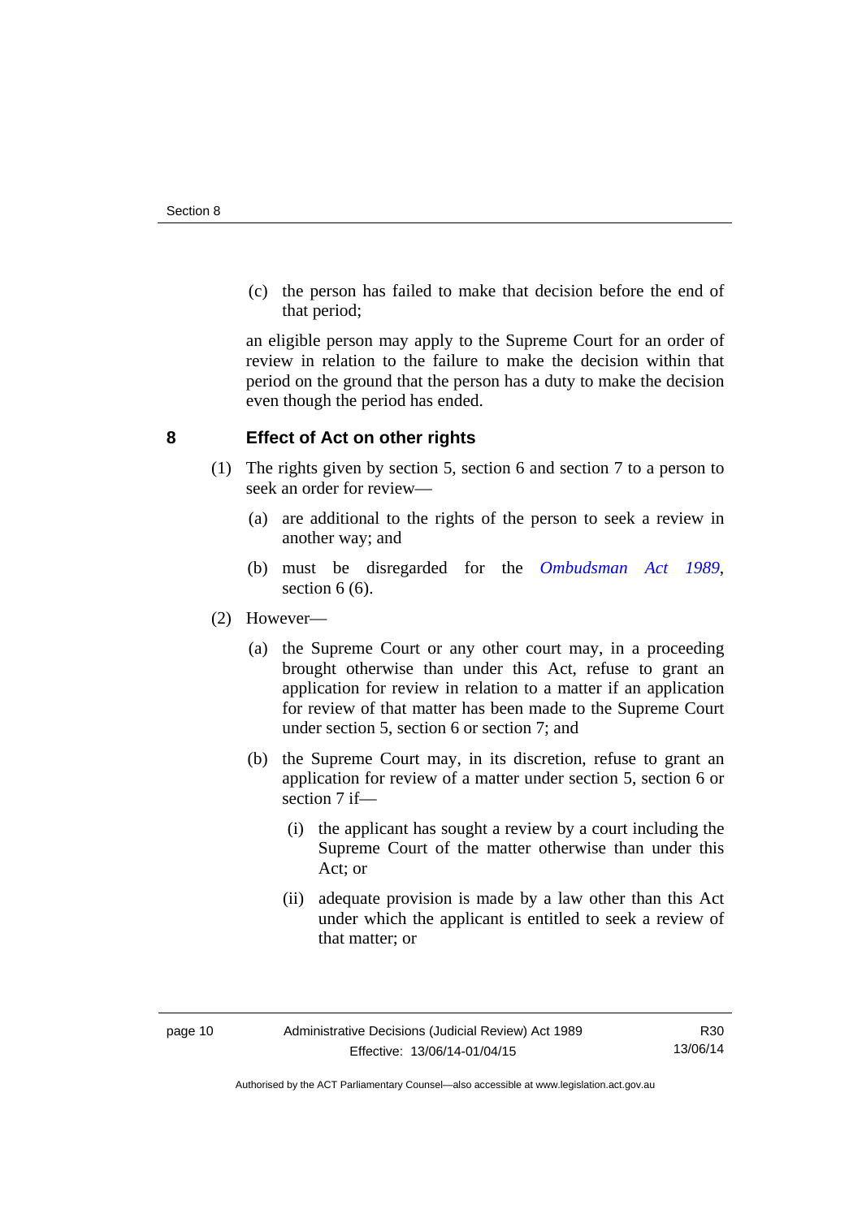(c) the person has failed to make that decision before the end of that period;

an eligible person may apply to the Supreme Court for an order of review in relation to the failure to make the decision within that period on the ground that the person has a duty to make the decision even though the period has ended.

## 8 Effect of Act on other rights

(1) The rights given by section 5, section 6 and section 7 to a person to seek an order for review—

(a) are additional to the rights of the person to seek a review in another way; and

(b) must be disregarded for the *Ombudsman Act 1989*, section 6 (6).

(2) However—

(a) the Supreme Court or any other court may, in a proceeding brought otherwise than under this Act, refuse to grant an application for review in relation to a matter if an application for review of that matter has been made to the Supreme Court under section 5, section 6 or section 7; and

(b) the Supreme Court may, in its discretion, refuse to grant an application for review of a matter under section 5, section 6 or section 7 if—

(i) the applicant has sought a review by a court including the Supreme Court of the matter otherwise than under this Act; or

(ii) adequate provision is made by a law other than this Act under which the applicant is entitled to seek a review of that matter; or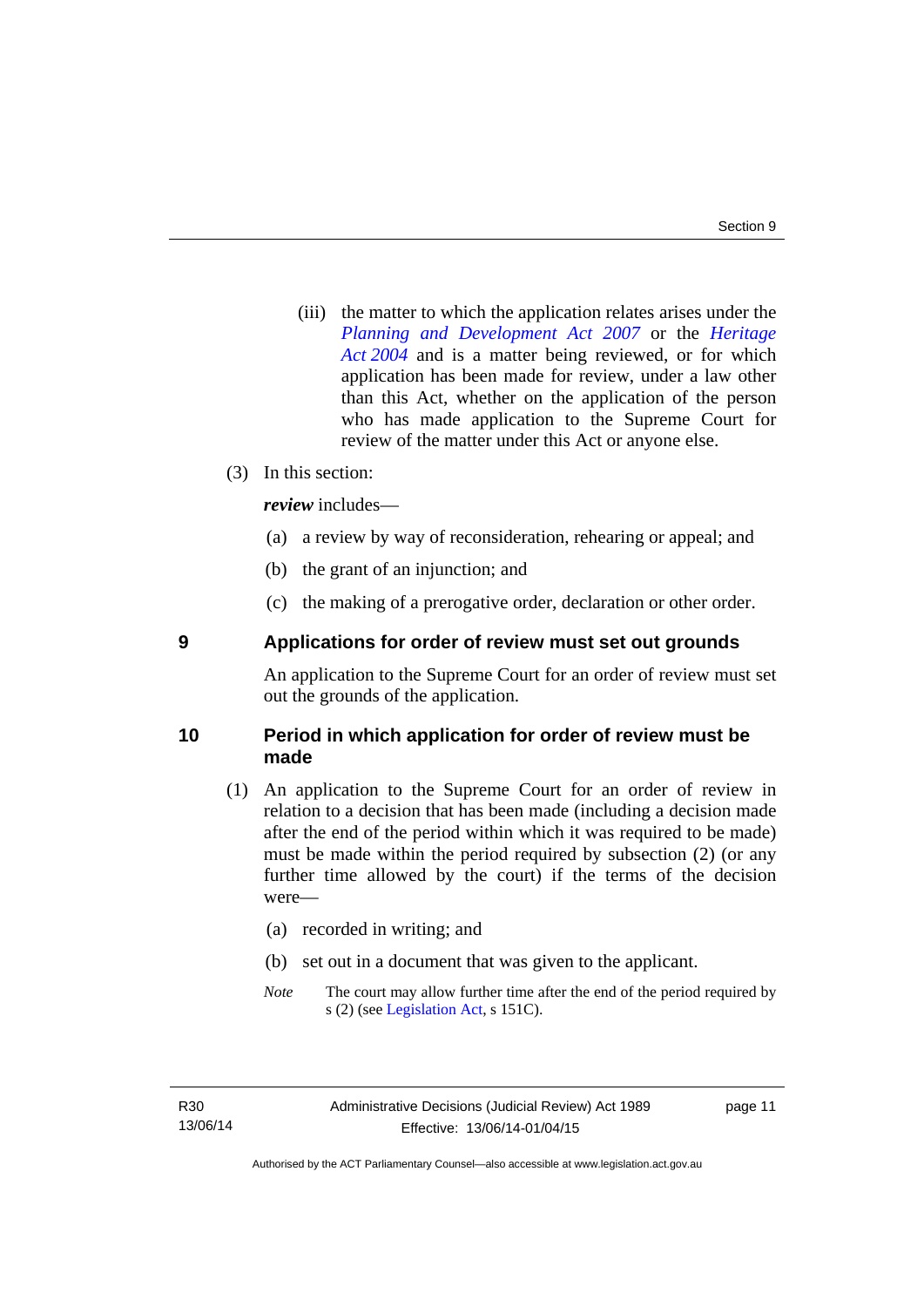(iii) the matter to which the application relates arises under the *Planning and Development Act 2007* or the *Heritage Act 2004* and is a matter being reviewed, or for which application has been made for review, under a law other than this Act, whether on the application of the person who has made application to the Supreme Court for review of the matter under this Act or anyone else.

(3) In this section:

***review*** includes—

(a) a review by way of reconsideration, rehearing or appeal; and

(b) the grant of an injunction; and

(c) the making of a prerogative order, declaration or other order.

## 9 Applications for order of review must set out grounds

An application to the Supreme Court for an order of review must set out the grounds of the application.

## 10 Period in which application for order of review must be made

(1) An application to the Supreme Court for an order of review in relation to a decision that has been made (including a decision made after the end of the period within which it was required to be made) must be made within the period required by subsection (2) (or any further time allowed by the court) if the terms of the decision were—

(a) recorded in writing; and

(b) set out in a document that was given to the applicant.

*Note* The court may allow further time after the end of the period required by s (2) (see Legislation Act, s 151C).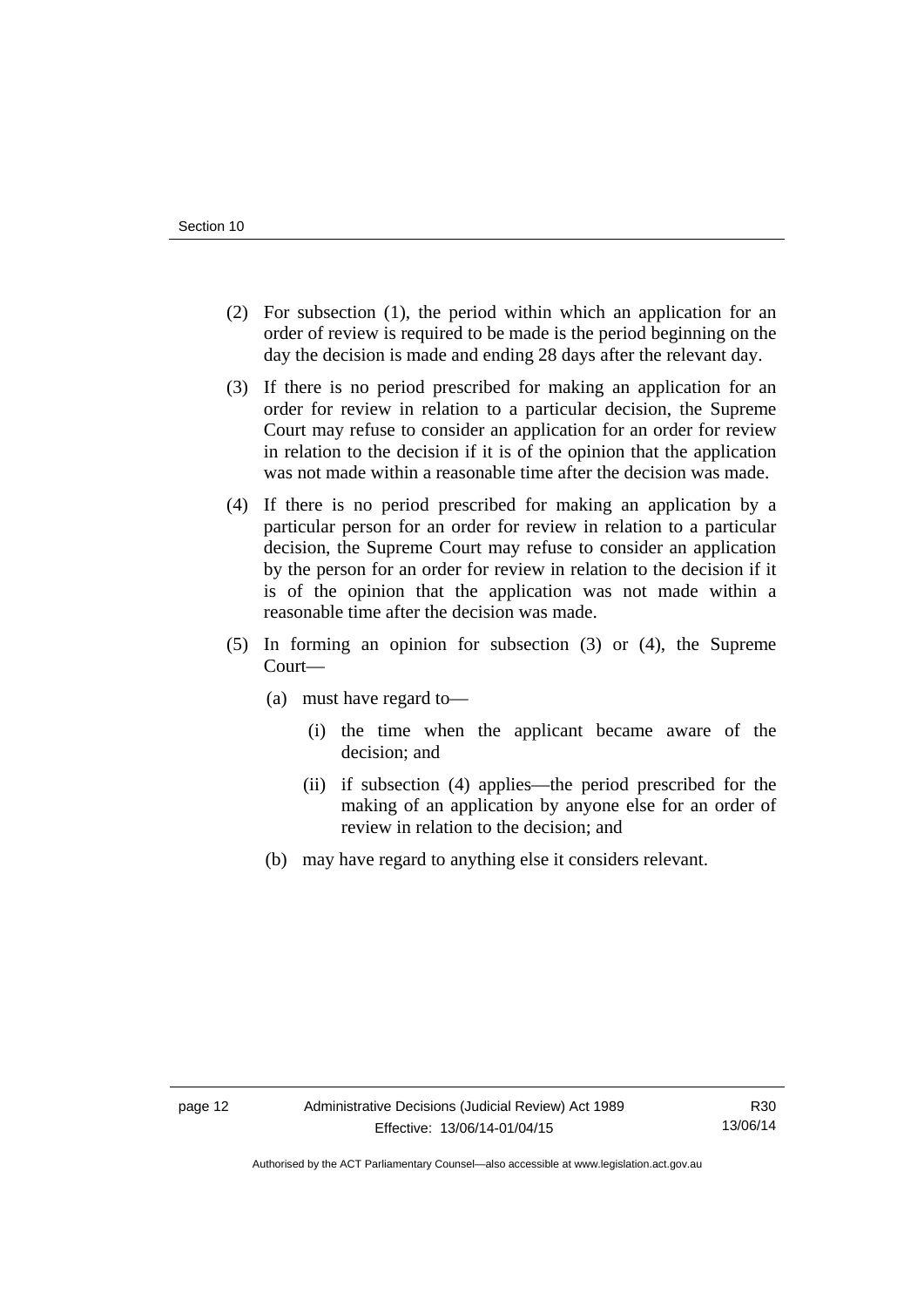(2) For subsection (1), the period within which an application for an order of review is required to be made is the period beginning on the day the decision is made and ending 28 days after the relevant day.

(3) If there is no period prescribed for making an application for an order for review in relation to a particular decision, the Supreme Court may refuse to consider an application for an order for review in relation to the decision if it is of the opinion that the application was not made within a reasonable time after the decision was made.

(4) If there is no period prescribed for making an application by a particular person for an order for review in relation to a particular decision, the Supreme Court may refuse to consider an application by the person for an order for review in relation to the decision if it is of the opinion that the application was not made within a reasonable time after the decision was made.

(5) In forming an opinion for subsection (3) or (4), the Supreme Court—

(a) must have regard to—

(i) the time when the applicant became aware of the decision; and

(ii) if subsection (4) applies—the period prescribed for the making of an application by anyone else for an order of review in relation to the decision; and

(b) may have regard to anything else it considers relevant.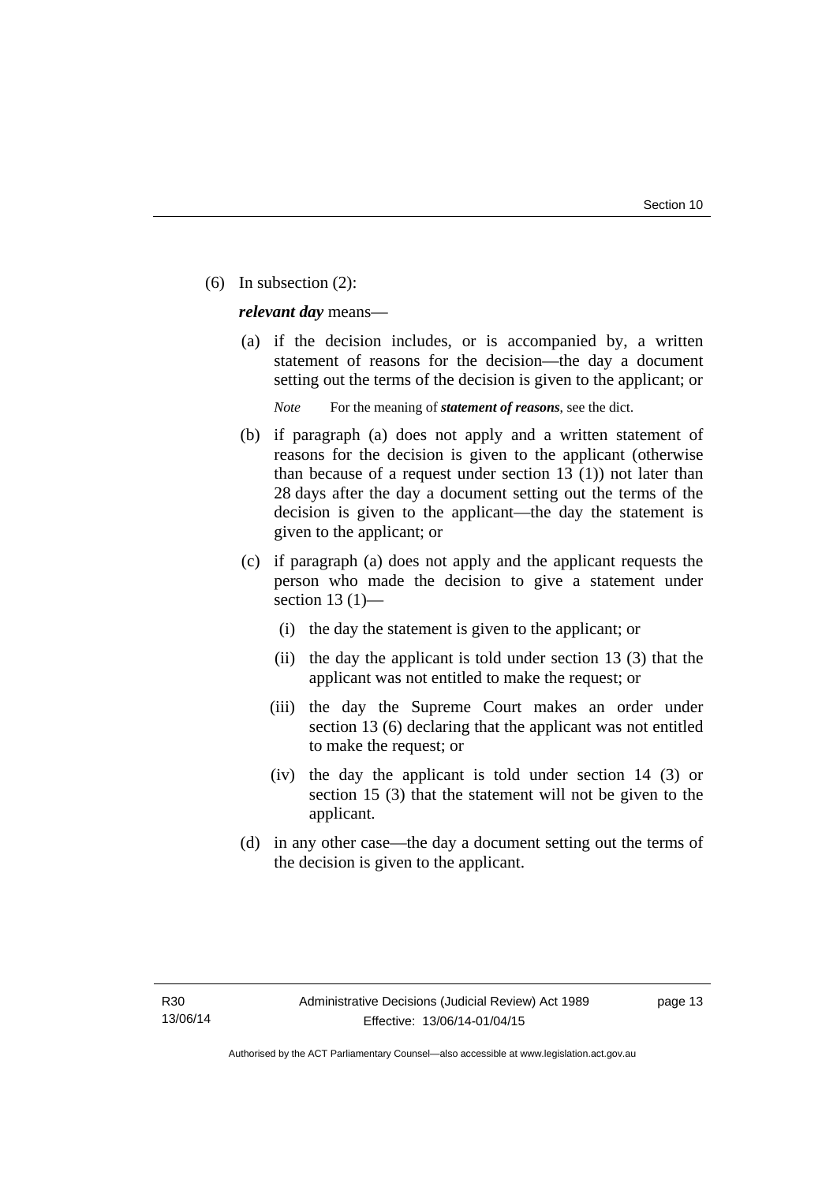(6) In subsection (2):

***relevant day*** means—

(a) if the decision includes, or is accompanied by, a written statement of reasons for the decision—the day a document setting out the terms of the decision is given to the applicant; or

*Note* For the meaning of ***statement of reasons***, see the dict.

(b) if paragraph (a) does not apply and a written statement of reasons for the decision is given to the applicant (otherwise than because of a request under section 13 (1)) not later than 28 days after the day a document setting out the terms of the decision is given to the applicant—the day the statement is given to the applicant; or

(c) if paragraph (a) does not apply and the applicant requests the person who made the decision to give a statement under section 13 (1)—

(i) the day the statement is given to the applicant; or

(ii) the day the applicant is told under section 13 (3) that the applicant was not entitled to make the request; or

(iii) the day the Supreme Court makes an order under section 13 (6) declaring that the applicant was not entitled to make the request; or

(iv) the day the applicant is told under section 14 (3) or section 15 (3) that the statement will not be given to the applicant.

(d) in any other case—the day a document setting out the terms of the decision is given to the applicant.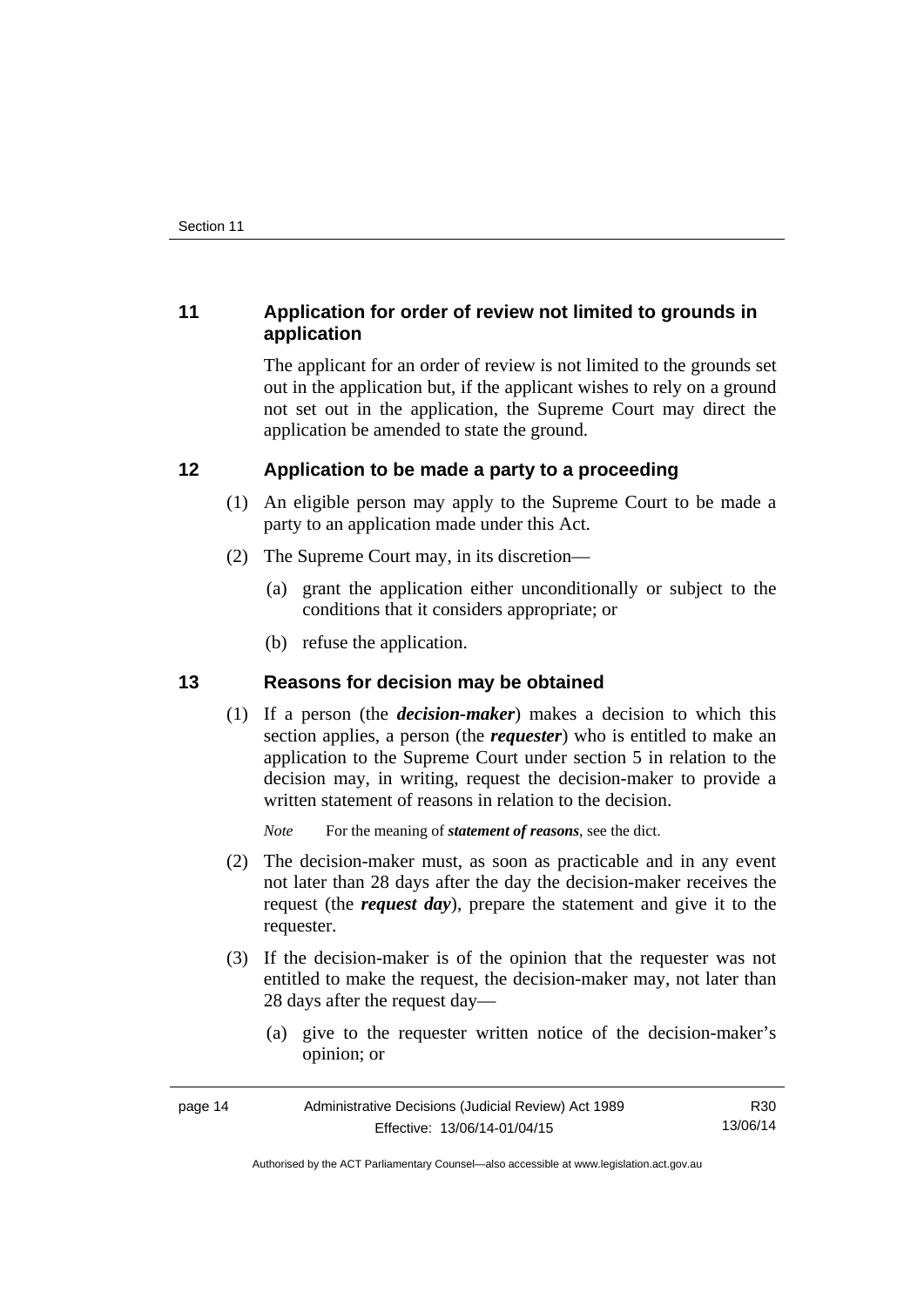## 11 Application for order of review not limited to grounds in application

The applicant for an order of review is not limited to the grounds set out in the application but, if the applicant wishes to rely on a ground not set out in the application, the Supreme Court may direct the application be amended to state the ground.

## 12 Application to be made a party to a proceeding

(1) An eligible person may apply to the Supreme Court to be made a party to an application made under this Act.

(2) The Supreme Court may, in its discretion—

(a) grant the application either unconditionally or subject to the conditions that it considers appropriate; or

(b) refuse the application.

## 13 Reasons for decision may be obtained

(1) If a person (the ***decision-maker***) makes a decision to which this section applies, a person (the ***requester***) who is entitled to make an application to the Supreme Court under section 5 in relation to the decision may, in writing, request the decision-maker to provide a written statement of reasons in relation to the decision.

*Note* For the meaning of ***statement of reasons***, see the dict.

(2) The decision-maker must, as soon as practicable and in any event not later than 28 days after the day the decision-maker receives the request (the ***request day***), prepare the statement and give it to the requester.

(3) If the decision-maker is of the opinion that the requester was not entitled to make the request, the decision-maker may, not later than 28 days after the request day—

(a) give to the requester written notice of the decision-maker's opinion; or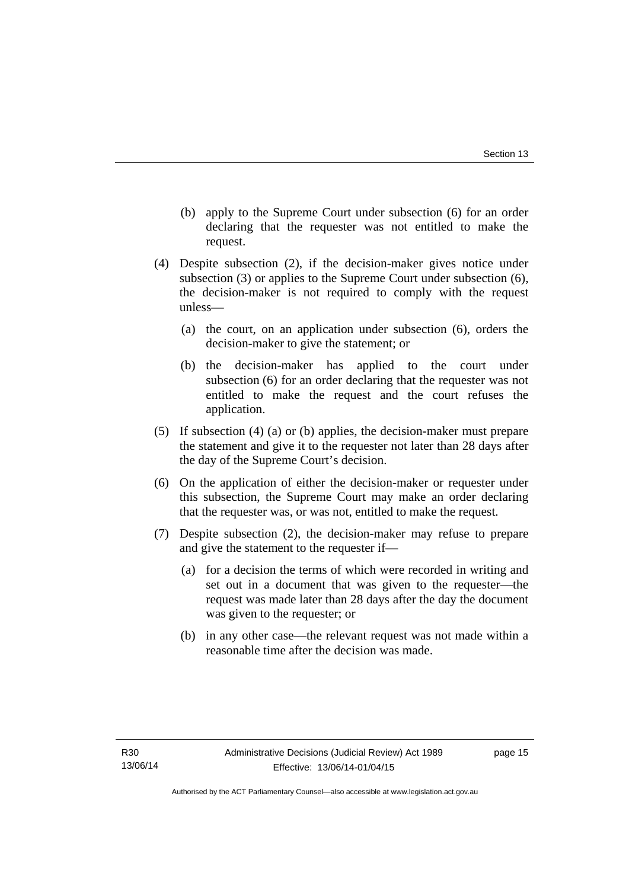(b) apply to the Supreme Court under subsection (6) for an order declaring that the requester was not entitled to make the request.

(4) Despite subsection (2), if the decision-maker gives notice under subsection (3) or applies to the Supreme Court under subsection (6), the decision-maker is not required to comply with the request unless—

(a) the court, on an application under subsection (6), orders the decision-maker to give the statement; or

(b) the decision-maker has applied to the court under subsection (6) for an order declaring that the requester was not entitled to make the request and the court refuses the application.

(5) If subsection (4) (a) or (b) applies, the decision-maker must prepare the statement and give it to the requester not later than 28 days after the day of the Supreme Court's decision.

(6) On the application of either the decision-maker or requester under this subsection, the Supreme Court may make an order declaring that the requester was, or was not, entitled to make the request.

(7) Despite subsection (2), the decision-maker may refuse to prepare and give the statement to the requester if—

(a) for a decision the terms of which were recorded in writing and set out in a document that was given to the requester—the request was made later than 28 days after the day the document was given to the requester; or

(b) in any other case—the relevant request was not made within a reasonable time after the decision was made.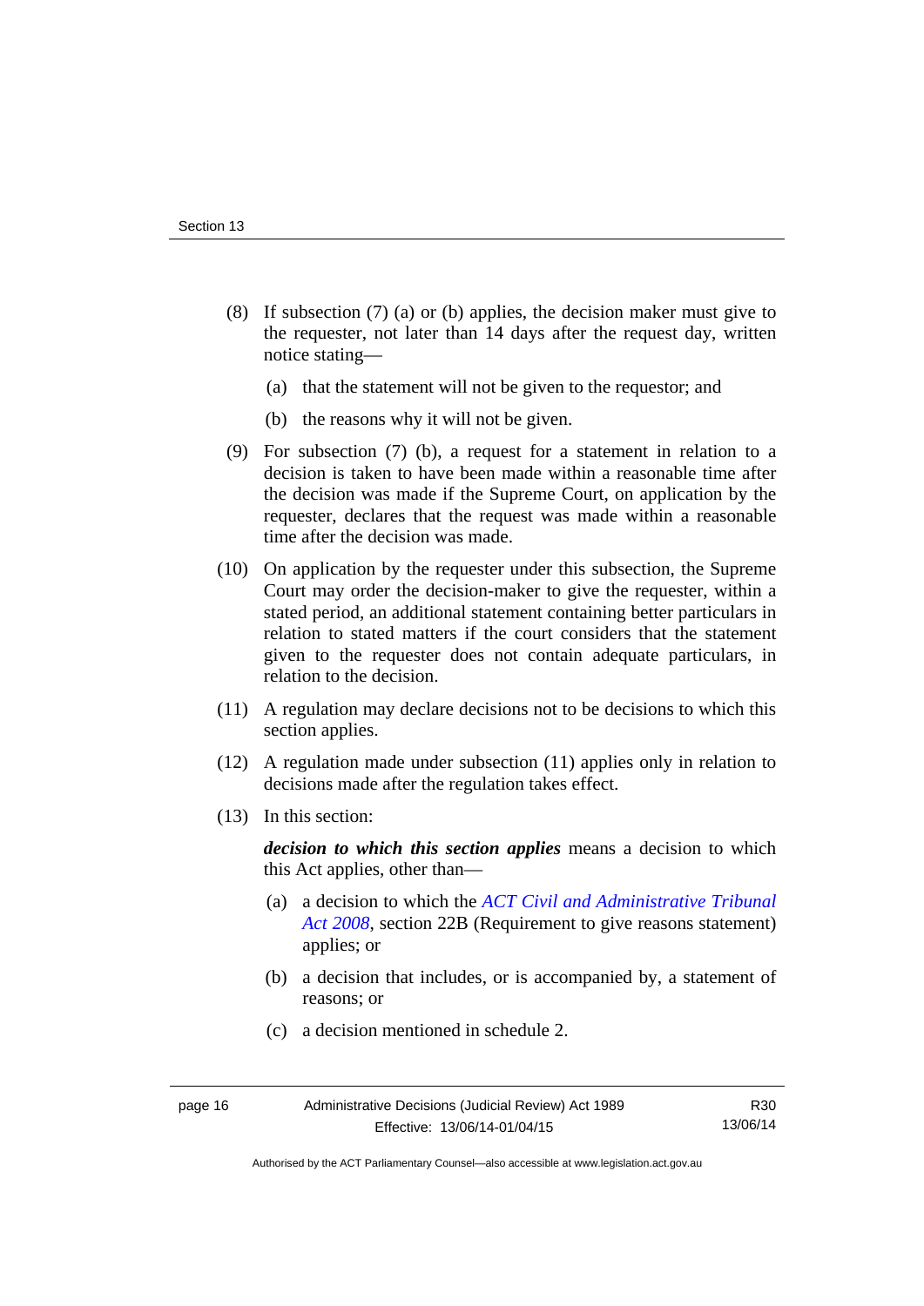(8) If subsection (7) (a) or (b) applies, the decision maker must give to the requester, not later than 14 days after the request day, written notice stating—

   (a) that the statement will not be given to the requestor; and

   (b) the reasons why it will not be given.

(9) For subsection (7) (b), a request for a statement in relation to a decision is taken to have been made within a reasonable time after the decision was made if the Supreme Court, on application by the requester, declares that the request was made within a reasonable time after the decision was made.

(10) On application by the requester under this subsection, the Supreme Court may order the decision-maker to give the requester, within a stated period, an additional statement containing better particulars in relation to stated matters if the court considers that the statement given to the requester does not contain adequate particulars, in relation to the decision.

(11) A regulation may declare decisions not to be decisions to which this section applies.

(12) A regulation made under subsection (11) applies only in relation to decisions made after the regulation takes effect.

(13) In this section:

***decision to which this section applies*** means a decision to which this Act applies, other than—

   (a) a decision to which the *ACT Civil and Administrative Tribunal Act 2008*, section 22B (Requirement to give reasons statement) applies; or

   (b) a decision that includes, or is accompanied by, a statement of reasons; or

   (c) a decision mentioned in schedule 2.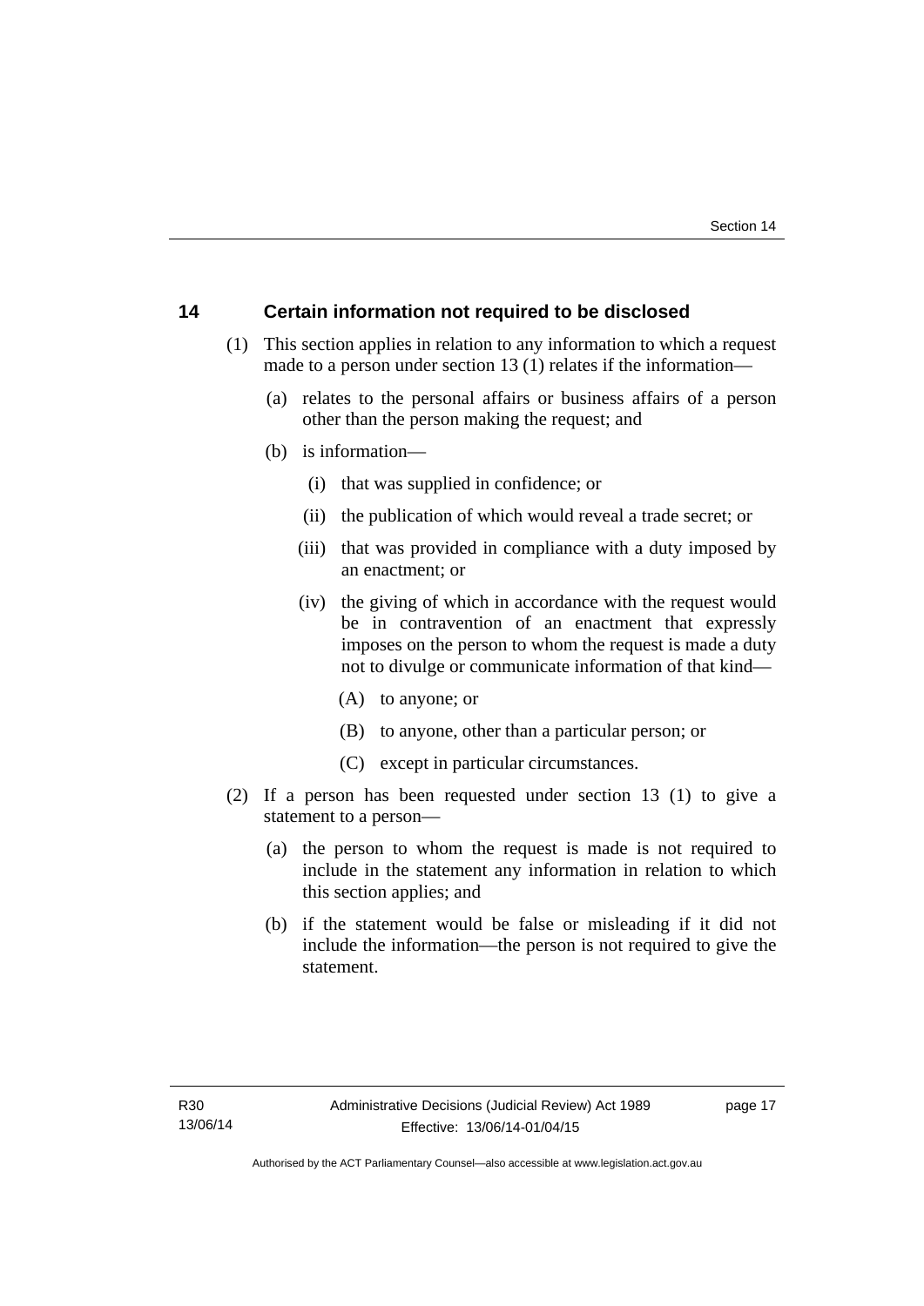## 14 Certain information not required to be disclosed

(1) This section applies in relation to any information to which a request made to a person under section 13 (1) relates if the information—

(a) relates to the personal affairs or business affairs of a person other than the person making the request; and

(b) is information—

(i) that was supplied in confidence; or

(ii) the publication of which would reveal a trade secret; or

(iii) that was provided in compliance with a duty imposed by an enactment; or

(iv) the giving of which in accordance with the request would be in contravention of an enactment that expressly imposes on the person to whom the request is made a duty not to divulge or communicate information of that kind—

(A) to anyone; or

(B) to anyone, other than a particular person; or

(C) except in particular circumstances.

(2) If a person has been requested under section 13 (1) to give a statement to a person—

(a) the person to whom the request is made is not required to include in the statement any information in relation to which this section applies; and

(b) if the statement would be false or misleading if it did not include the information—the person is not required to give the statement.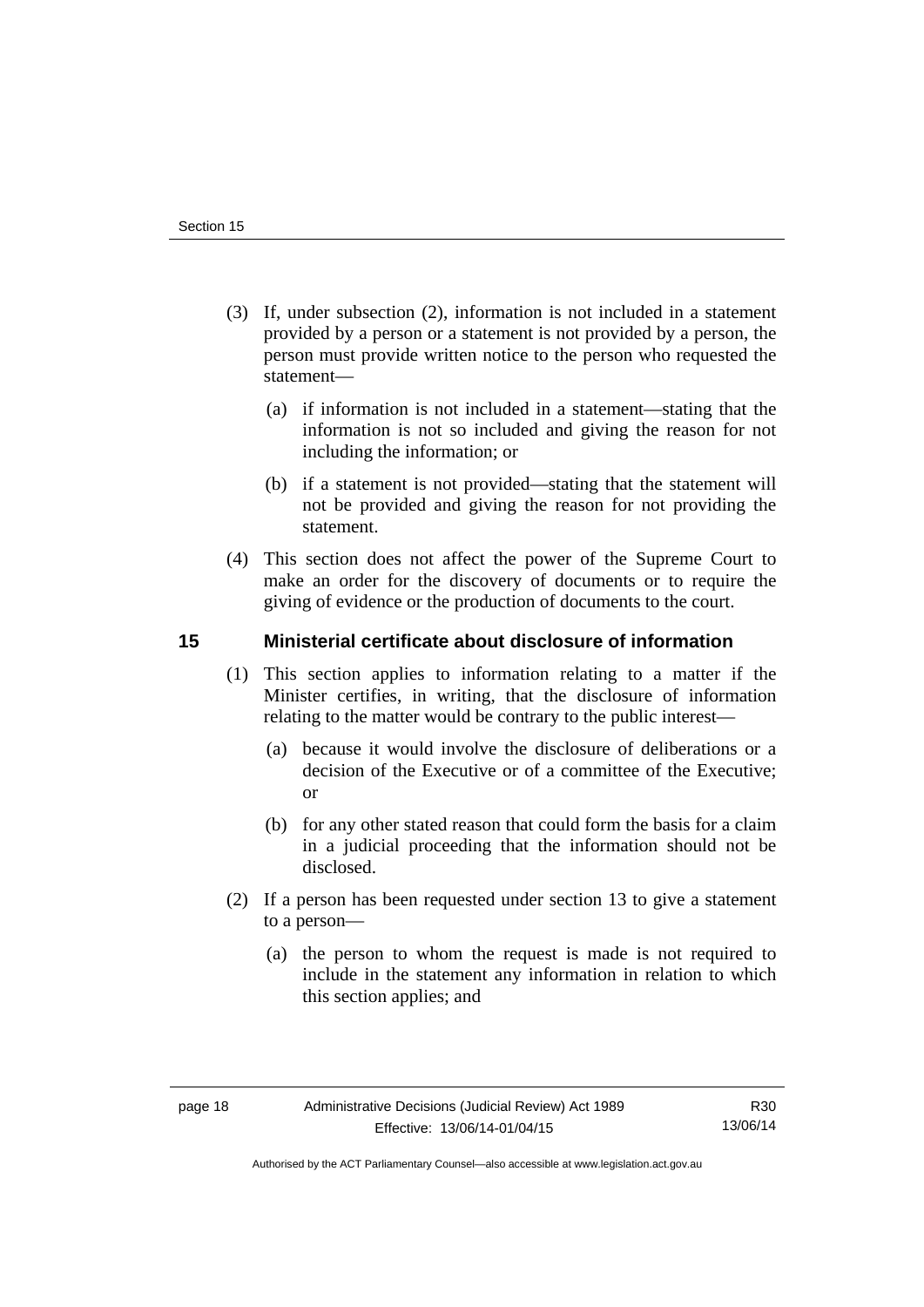(3) If, under subsection (2), information is not included in a statement provided by a person or a statement is not provided by a person, the person must provide written notice to the person who requested the statement—

(a) if information is not included in a statement—stating that the information is not so included and giving the reason for not including the information; or

(b) if a statement is not provided—stating that the statement will not be provided and giving the reason for not providing the statement.

(4) This section does not affect the power of the Supreme Court to make an order for the discovery of documents or to require the giving of evidence or the production of documents to the court.

## 15 Ministerial certificate about disclosure of information

(1) This section applies to information relating to a matter if the Minister certifies, in writing, that the disclosure of information relating to the matter would be contrary to the public interest—

(a) because it would involve the disclosure of deliberations or a decision of the Executive or of a committee of the Executive; or

(b) for any other stated reason that could form the basis for a claim in a judicial proceeding that the information should not be disclosed.

(2) If a person has been requested under section 13 to give a statement to a person—

(a) the person to whom the request is made is not required to include in the statement any information in relation to which this section applies; and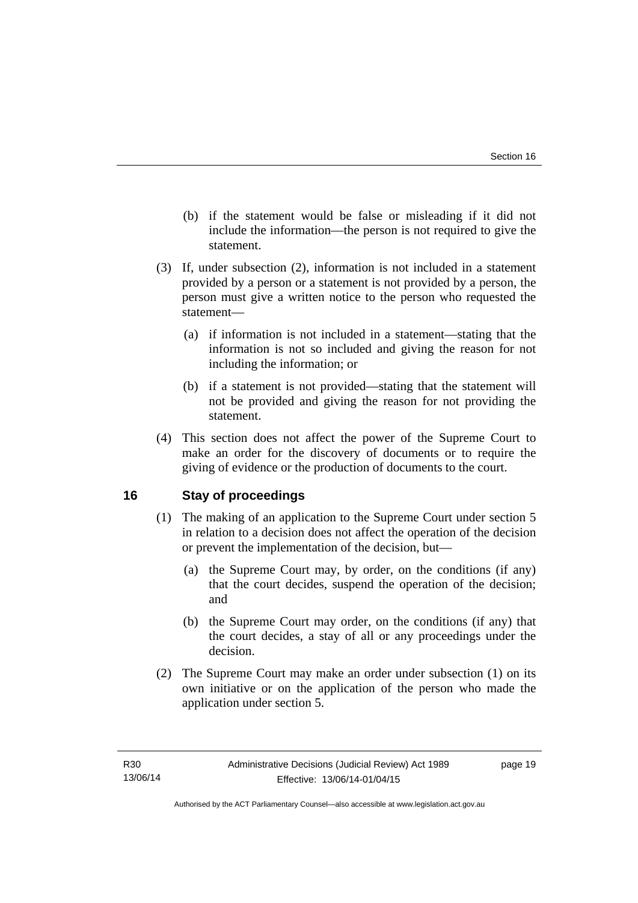(b) if the statement would be false or misleading if it did not include the information—the person is not required to give the statement.

(3) If, under subsection (2), information is not included in a statement provided by a person or a statement is not provided by a person, the person must give a written notice to the person who requested the statement—

(a) if information is not included in a statement—stating that the information is not so included and giving the reason for not including the information; or

(b) if a statement is not provided—stating that the statement will not be provided and giving the reason for not providing the statement.

(4) This section does not affect the power of the Supreme Court to make an order for the discovery of documents or to require the giving of evidence or the production of documents to the court.

## 16 Stay of proceedings

(1) The making of an application to the Supreme Court under section 5 in relation to a decision does not affect the operation of the decision or prevent the implementation of the decision, but—

(a) the Supreme Court may, by order, on the conditions (if any) that the court decides, suspend the operation of the decision; and

(b) the Supreme Court may order, on the conditions (if any) that the court decides, a stay of all or any proceedings under the decision.

(2) The Supreme Court may make an order under subsection (1) on its own initiative or on the application of the person who made the application under section 5.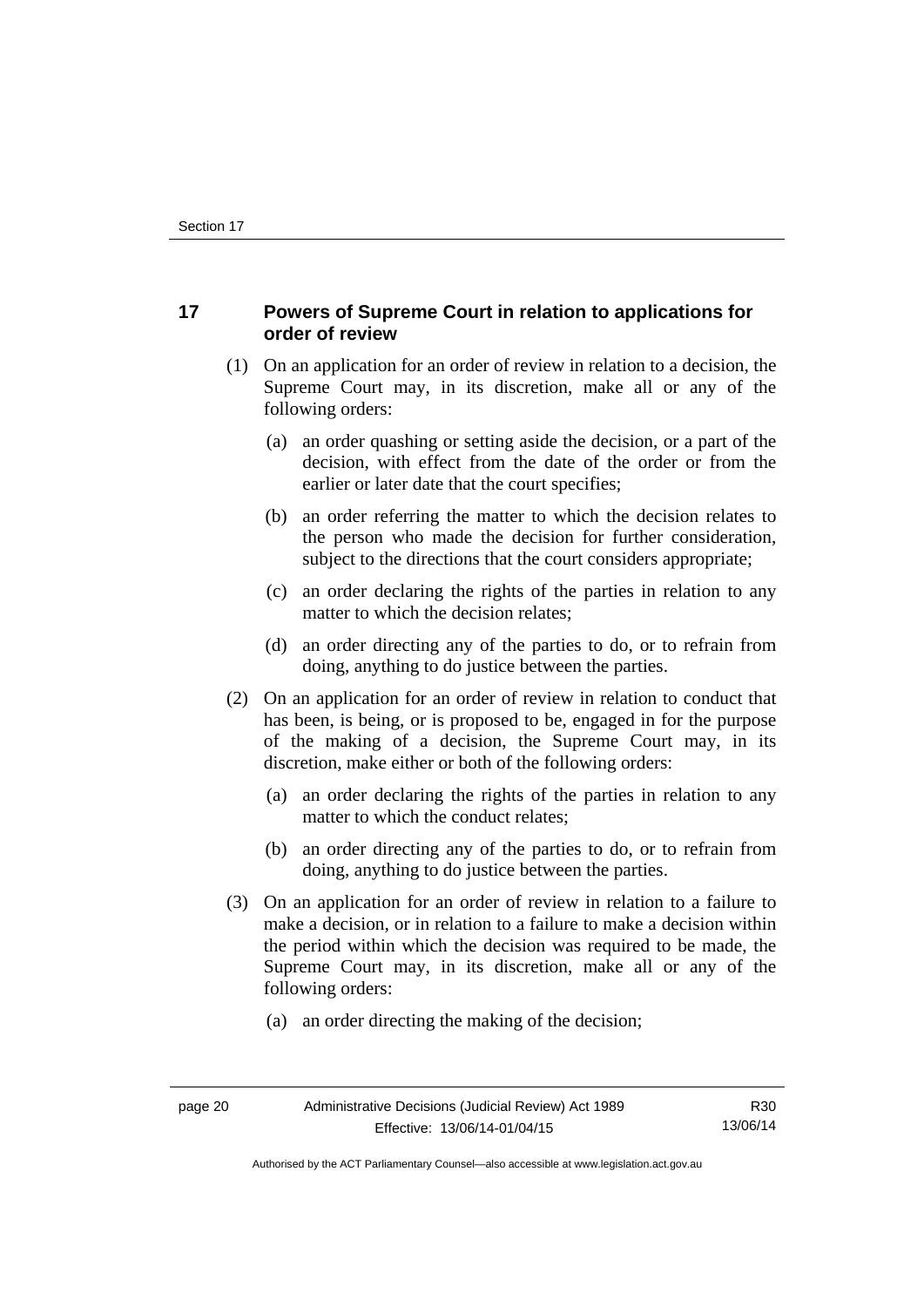## 17 Powers of Supreme Court in relation to applications for order of review

(1) On an application for an order of review in relation to a decision, the Supreme Court may, in its discretion, make all or any of the following orders:

(a) an order quashing or setting aside the decision, or a part of the decision, with effect from the date of the order or from the earlier or later date that the court specifies;

(b) an order referring the matter to which the decision relates to the person who made the decision for further consideration, subject to the directions that the court considers appropriate;

(c) an order declaring the rights of the parties in relation to any matter to which the decision relates;

(d) an order directing any of the parties to do, or to refrain from doing, anything to do justice between the parties.

(2) On an application for an order of review in relation to conduct that has been, is being, or is proposed to be, engaged in for the purpose of the making of a decision, the Supreme Court may, in its discretion, make either or both of the following orders:

(a) an order declaring the rights of the parties in relation to any matter to which the conduct relates;

(b) an order directing any of the parties to do, or to refrain from doing, anything to do justice between the parties.

(3) On an application for an order of review in relation to a failure to make a decision, or in relation to a failure to make a decision within the period within which the decision was required to be made, the Supreme Court may, in its discretion, make all or any of the following orders:

(a) an order directing the making of the decision;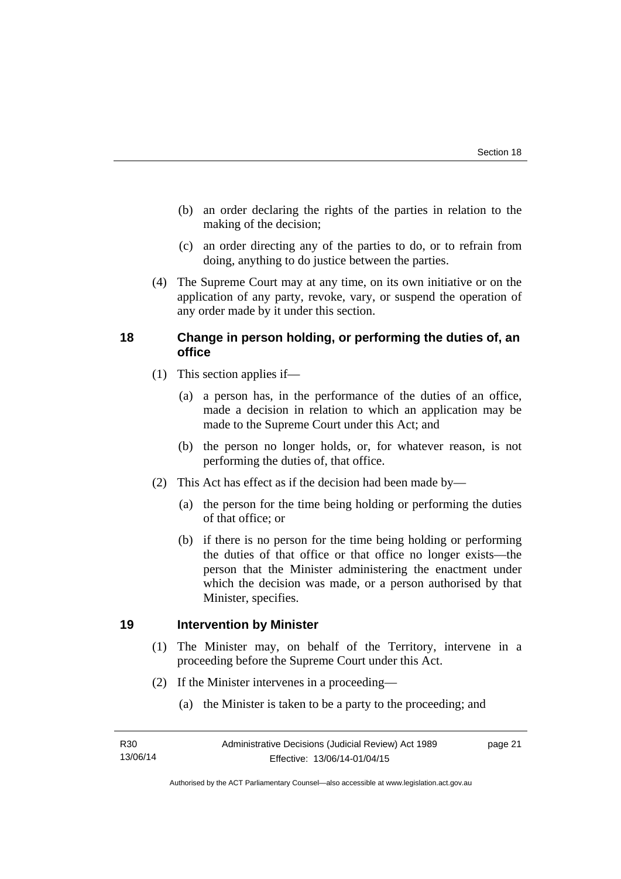(b) an order declaring the rights of the parties in relation to the making of the decision;

(c) an order directing any of the parties to do, or to refrain from doing, anything to do justice between the parties.

(4) The Supreme Court may at any time, on its own initiative or on the application of any party, revoke, vary, or suspend the operation of any order made by it under this section.

## 18 Change in person holding, or performing the duties of, an office

(1) This section applies if—

(a) a person has, in the performance of the duties of an office, made a decision in relation to which an application may be made to the Supreme Court under this Act; and

(b) the person no longer holds, or, for whatever reason, is not performing the duties of, that office.

(2) This Act has effect as if the decision had been made by—

(a) the person for the time being holding or performing the duties of that office; or

(b) if there is no person for the time being holding or performing the duties of that office or that office no longer exists—the person that the Minister administering the enactment under which the decision was made, or a person authorised by that Minister, specifies.

## 19 Intervention by Minister

(1) The Minister may, on behalf of the Territory, intervene in a proceeding before the Supreme Court under this Act.

(2) If the Minister intervenes in a proceeding—

(a) the Minister is taken to be a party to the proceeding; and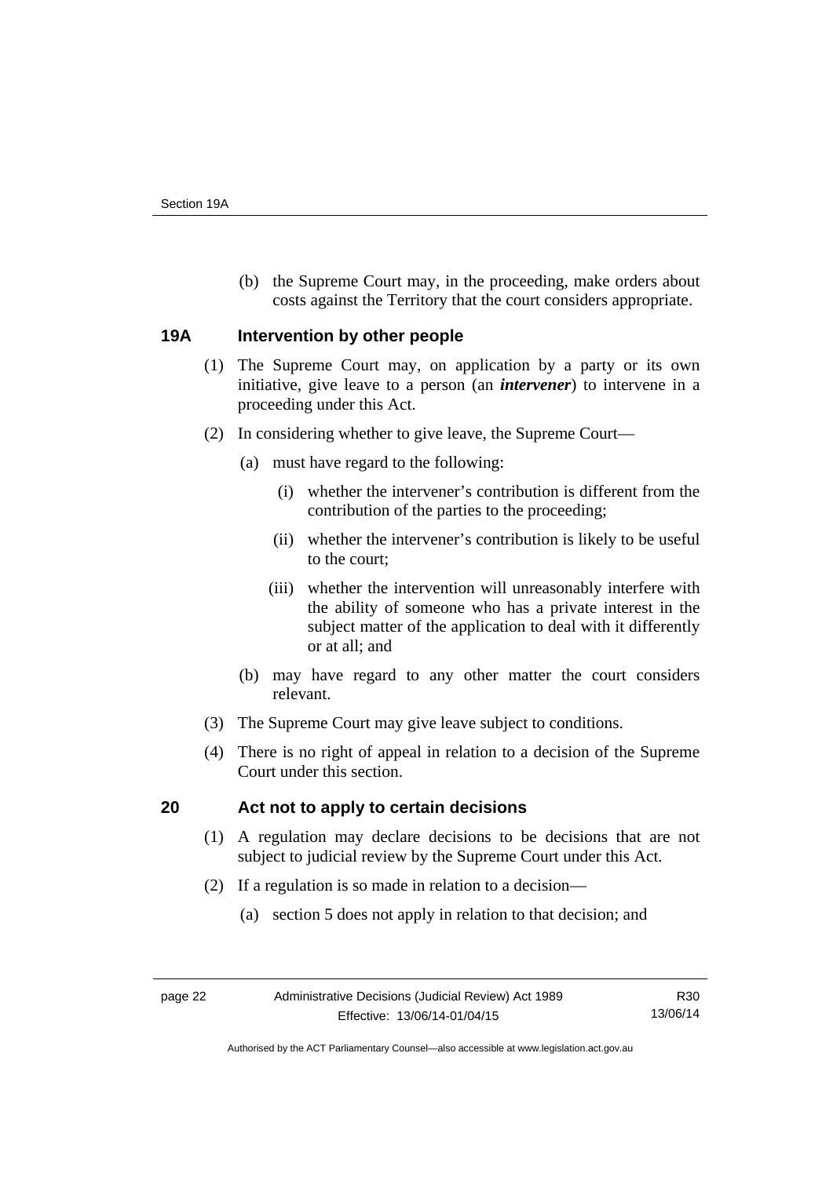(b) the Supreme Court may, in the proceeding, make orders about costs against the Territory that the court considers appropriate.

## 19A Intervention by other people

(1) The Supreme Court may, on application by a party or its own initiative, give leave to a person (an ***intervener***) to intervene in a proceeding under this Act.

(2) In considering whether to give leave, the Supreme Court—

(a) must have regard to the following:

(i) whether the intervener's contribution is different from the contribution of the parties to the proceeding;

(ii) whether the intervener's contribution is likely to be useful to the court;

(iii) whether the intervention will unreasonably interfere with the ability of someone who has a private interest in the subject matter of the application to deal with it differently or at all; and

(b) may have regard to any other matter the court considers relevant.

(3) The Supreme Court may give leave subject to conditions.

(4) There is no right of appeal in relation to a decision of the Supreme Court under this section.

## 20 Act not to apply to certain decisions

(1) A regulation may declare decisions to be decisions that are not subject to judicial review by the Supreme Court under this Act.

(2) If a regulation is so made in relation to a decision—

(a) section 5 does not apply in relation to that decision; and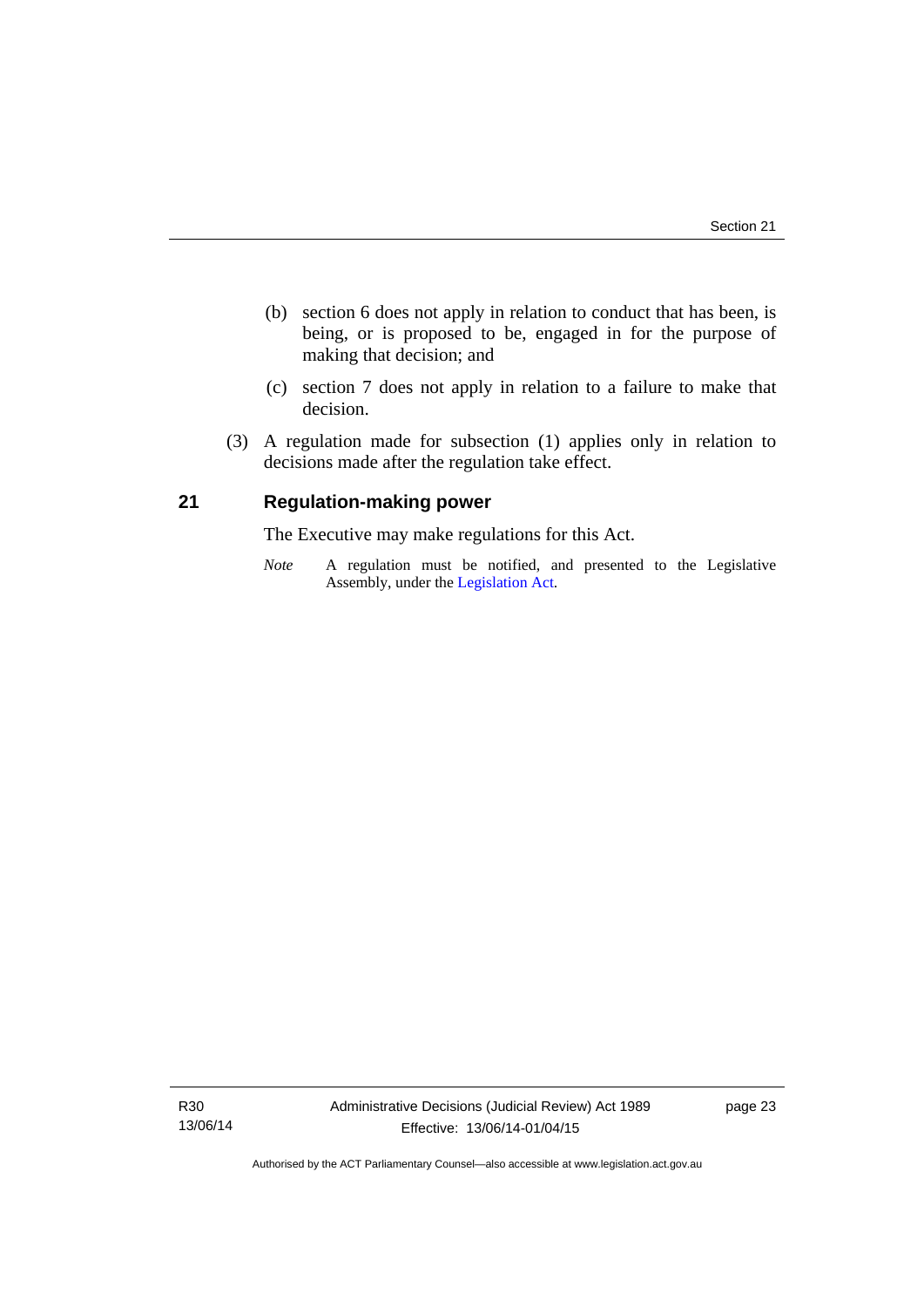(b) section 6 does not apply in relation to conduct that has been, is being, or is proposed to be, engaged in for the purpose of making that decision; and

(c) section 7 does not apply in relation to a failure to make that decision.

(3) A regulation made for subsection (1) applies only in relation to decisions made after the regulation take effect.

## 21 Regulation-making power

The Executive may make regulations for this Act.

*Note* A regulation must be notified, and presented to the Legislative Assembly, under the Legislation Act.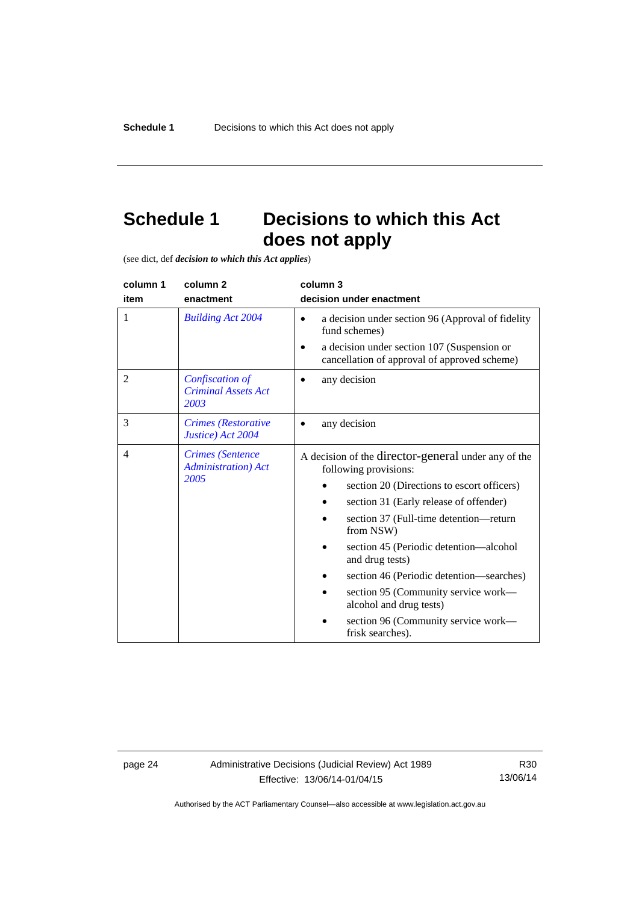# Schedule 1 Decisions to which this Act does not apply

(see dict, def ***decision to which this Act applies***)

| column 1<br>item | column 2<br>enactment | column 3<br>decision under enactment |
|---|---|---|
| 1 | *Building Act 2004* | • a decision under section 96 (Approval of fidelity fund schemes)<br>• a decision under section 107 (Suspension or cancellation of approval of approved scheme) |
| 2 | *Confiscation of Criminal Assets Act 2003* | • any decision |
| 3 | *Crimes (Restorative Justice) Act 2004* | • any decision |
| 4 | *Crimes (Sentence Administration) Act 2005* | A decision of the director-general under any of the following provisions:<br>• section 20 (Directions to escort officers)<br>• section 31 (Early release of offender)<br>• section 37 (Full-time detention—return from NSW)<br>• section 45 (Periodic detention—alcohol and drug tests)<br>• section 46 (Periodic detention—searches)<br>• section 95 (Community service work—alcohol and drug tests)<br>• section 96 (Community service work—frisk searches). |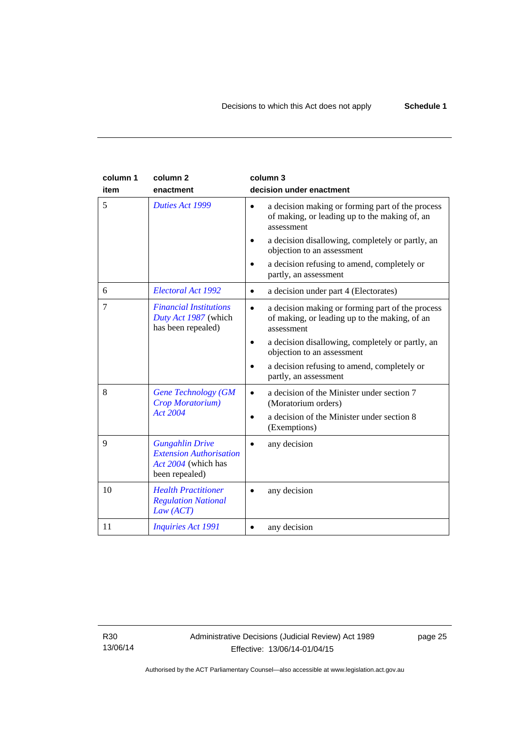| column 1<br>item | column 2<br>enactment | column 3<br>decision under enactment |
|---|---|---|
| 5 | *Duties Act 1999* | • a decision making or forming part of the process of making, or leading up to the making of, an assessment<br>• a decision disallowing, completely or partly, an objection to an assessment<br>• a decision refusing to amend, completely or partly, an assessment |
| 6 | *Electoral Act 1992* | • a decision under part 4 (Electorates) |
| 7 | *Financial Institutions Duty Act 1987* (which has been repealed) | • a decision making or forming part of the process of making, or leading up to the making, of an assessment<br>• a decision disallowing, completely or partly, an objection to an assessment<br>• a decision refusing to amend, completely or partly, an assessment |
| 8 | *Gene Technology (GM Crop Moratorium) Act 2004* | • a decision of the Minister under section 7 (Moratorium orders)<br>• a decision of the Minister under section 8 (Exemptions) |
| 9 | *Gungahlin Drive Extension Authorisation Act 2004* (which has been repealed) | • any decision |
| 10 | *Health Practitioner Regulation National Law (ACT)* | • any decision |
| 11 | *Inquiries Act 1991* | • any decision |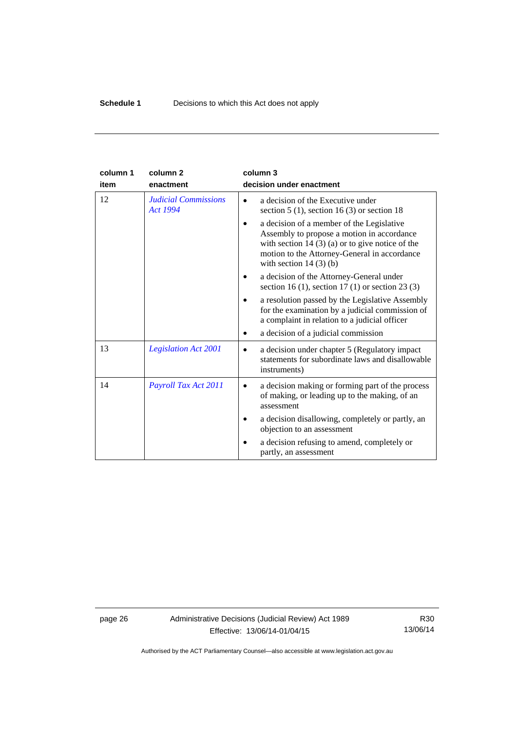| column 1 item | column 2 enactment | column 3 decision under enactment |
|---|---|---|
| 12 | *Judicial Commissions Act 1994* | • a decision of the Executive under section 5 (1), section 16 (3) or section 18 <br> • a decision of a member of the Legislative Assembly to propose a motion in accordance with section 14 (3) (a) or to give notice of the motion to the Attorney-General in accordance with section 14 (3) (b) <br> • a decision of the Attorney-General under section 16 (1), section 17 (1) or section 23 (3) <br> • a resolution passed by the Legislative Assembly for the examination by a judicial commission of a complaint in relation to a judicial officer <br> • a decision of a judicial commission |
| 13 | *Legislation Act 2001* | • a decision under chapter 5 (Regulatory impact statements for subordinate laws and disallowable instruments) |
| 14 | *Payroll Tax Act 2011* | • a decision making or forming part of the process of making, or leading up to the making, of an assessment <br> • a decision disallowing, completely or partly, an objection to an assessment <br> • a decision refusing to amend, completely or partly, an assessment |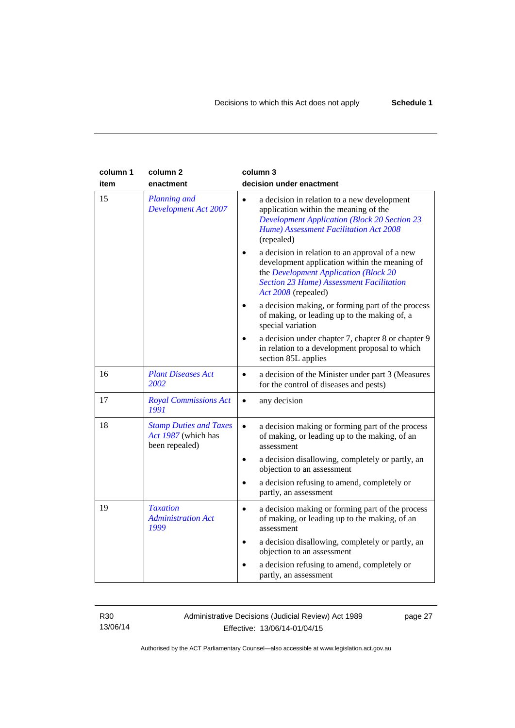| column 1 item | column 2 enactment | column 3 decision under enactment |
|---|---|---|
| 15 | *Planning and Development Act 2007* | • a decision in relation to a new development application within the meaning of the *Development Application (Block 20 Section 23 Hume) Assessment Facilitation Act 2008* (repealed)<br>• a decision in relation to an approval of a new development application within the meaning of the *Development Application (Block 20 Section 23 Hume) Assessment Facilitation Act 2008* (repealed)<br>• a decision making, or forming part of the process of making, or leading up to the making of, a special variation<br>• a decision under chapter 7, chapter 8 or chapter 9 in relation to a development proposal to which section 85L applies |
| 16 | *Plant Diseases Act 2002* | • a decision of the Minister under part 3 (Measures for the control of diseases and pests) |
| 17 | *Royal Commissions Act 1991* | • any decision |
| 18 | *Stamp Duties and Taxes Act 1987* (which has been repealed) | • a decision making or forming part of the process of making, or leading up to the making, of an assessment<br>• a decision disallowing, completely or partly, an objection to an assessment<br>• a decision refusing to amend, completely or partly, an assessment |
| 19 | *Taxation Administration Act 1999* | • a decision making or forming part of the process of making, or leading up to the making, of an assessment<br>• a decision disallowing, completely or partly, an objection to an assessment<br>• a decision refusing to amend, completely or partly, an assessment |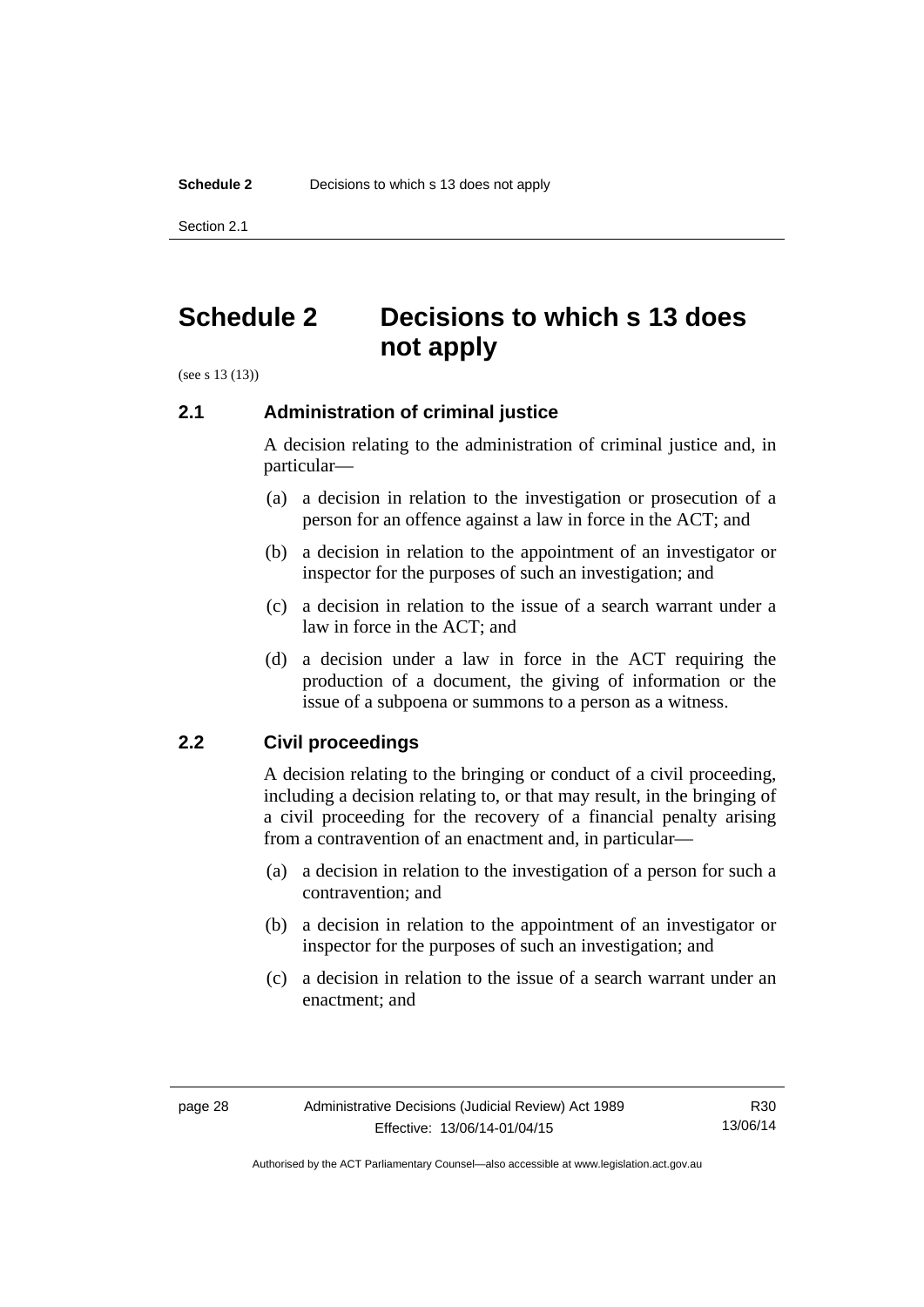# Schedule 2 Decisions to which s 13 does not apply

(see s 13 (13))

## 2.1 Administration of criminal justice

A decision relating to the administration of criminal justice and, in particular—

(a) a decision in relation to the investigation or prosecution of a person for an offence against a law in force in the ACT; and

(b) a decision in relation to the appointment of an investigator or inspector for the purposes of such an investigation; and

(c) a decision in relation to the issue of a search warrant under a law in force in the ACT; and

(d) a decision under a law in force in the ACT requiring the production of a document, the giving of information or the issue of a subpoena or summons to a person as a witness.

## 2.2 Civil proceedings

A decision relating to the bringing or conduct of a civil proceeding, including a decision relating to, or that may result, in the bringing of a civil proceeding for the recovery of a financial penalty arising from a contravention of an enactment and, in particular—

(a) a decision in relation to the investigation of a person for such a contravention; and

(b) a decision in relation to the appointment of an investigator or inspector for the purposes of such an investigation; and

(c) a decision in relation to the issue of a search warrant under an enactment; and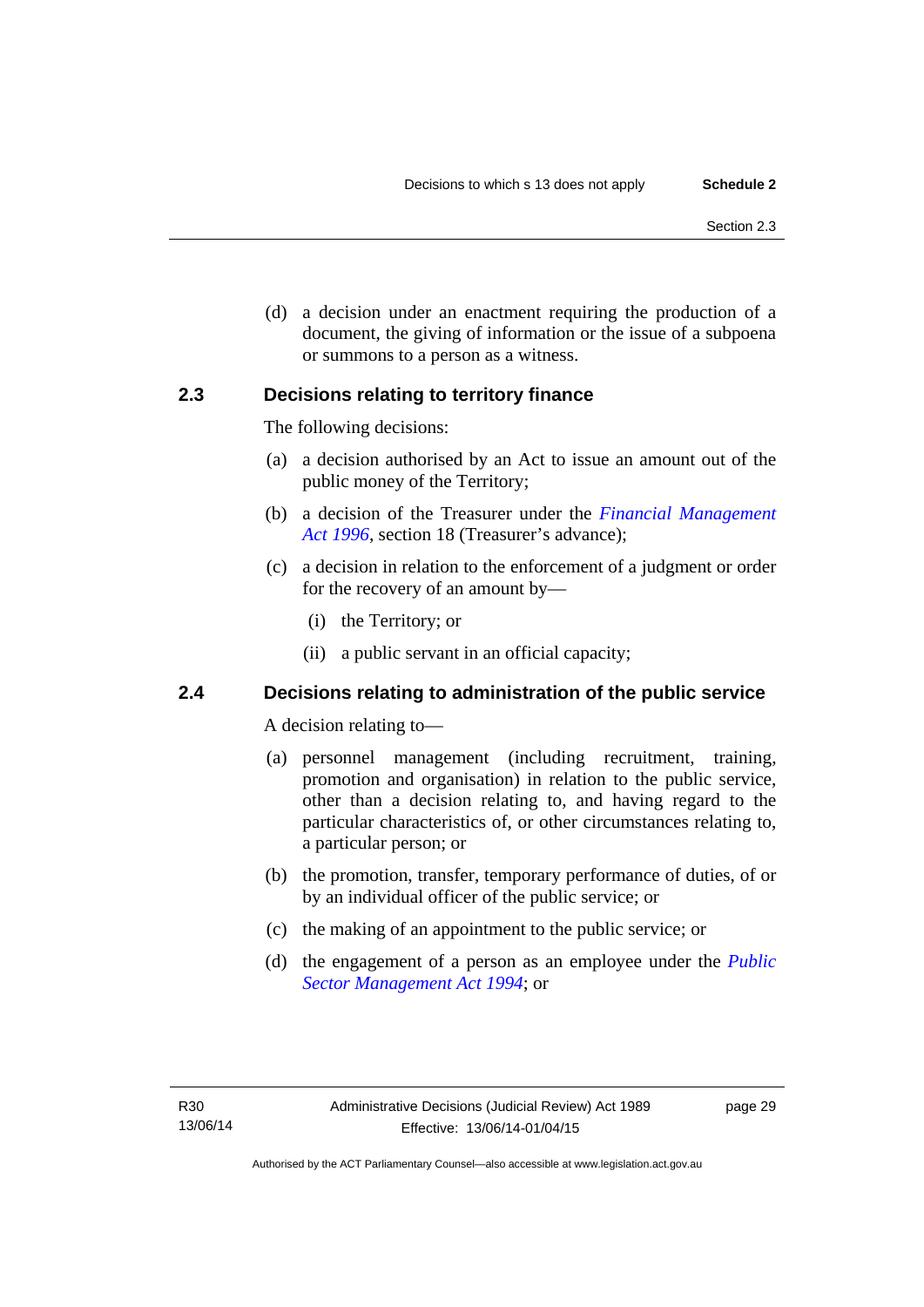(d) a decision under an enactment requiring the production of a document, the giving of information or the issue of a subpoena or summons to a person as a witness.

### 2.3 Decisions relating to territory finance

The following decisions:

(a) a decision authorised by an Act to issue an amount out of the public money of the Territory;

(b) a decision of the Treasurer under the *Financial Management Act 1996*, section 18 (Treasurer's advance);

(c) a decision in relation to the enforcement of a judgment or order for the recovery of an amount by—

  (i) the Territory; or

  (ii) a public servant in an official capacity;

### 2.4 Decisions relating to administration of the public service

A decision relating to—

(a) personnel management (including recruitment, training, promotion and organisation) in relation to the public service, other than a decision relating to, and having regard to the particular characteristics of, or other circumstances relating to, a particular person; or

(b) the promotion, transfer, temporary performance of duties, of or by an individual officer of the public service; or

(c) the making of an appointment to the public service; or

(d) the engagement of a person as an employee under the *Public Sector Management Act 1994*; or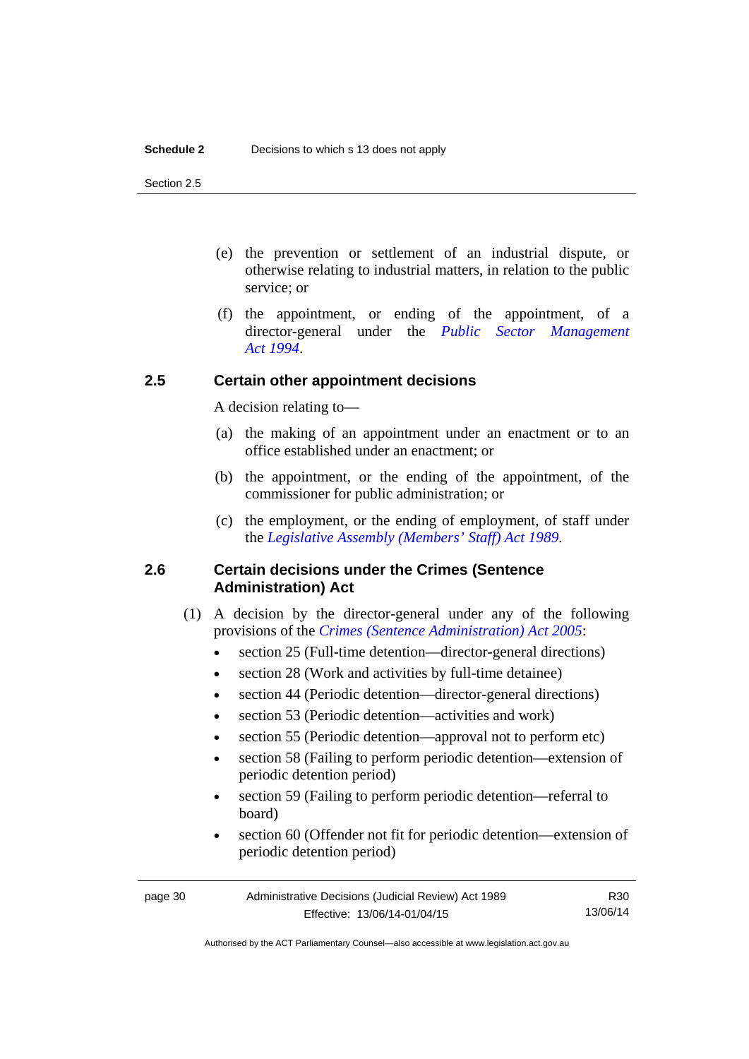(e) the prevention or settlement of an industrial dispute, or otherwise relating to industrial matters, in relation to the public service; or

(f) the appointment, or ending of the appointment, of a director-general under the *Public Sector Management Act 1994*.

## 2.5 Certain other appointment decisions

A decision relating to—

(a) the making of an appointment under an enactment or to an office established under an enactment; or

(b) the appointment, or the ending of the appointment, of the commissioner for public administration; or

(c) the employment, or the ending of employment, of staff under the *Legislative Assembly (Members' Staff) Act 1989*.

## 2.6 Certain decisions under the Crimes (Sentence Administration) Act

(1) A decision by the director-general under any of the following provisions of the *Crimes (Sentence Administration) Act 2005*:

- section 25 (Full-time detention—director-general directions)
- section 28 (Work and activities by full-time detainee)
- section 44 (Periodic detention—director-general directions)
- section 53 (Periodic detention—activities and work)
- section 55 (Periodic detention—approval not to perform etc)
- section 58 (Failing to perform periodic detention—extension of periodic detention period)
- section 59 (Failing to perform periodic detention—referral to board)
- section 60 (Offender not fit for periodic detention—extension of periodic detention period)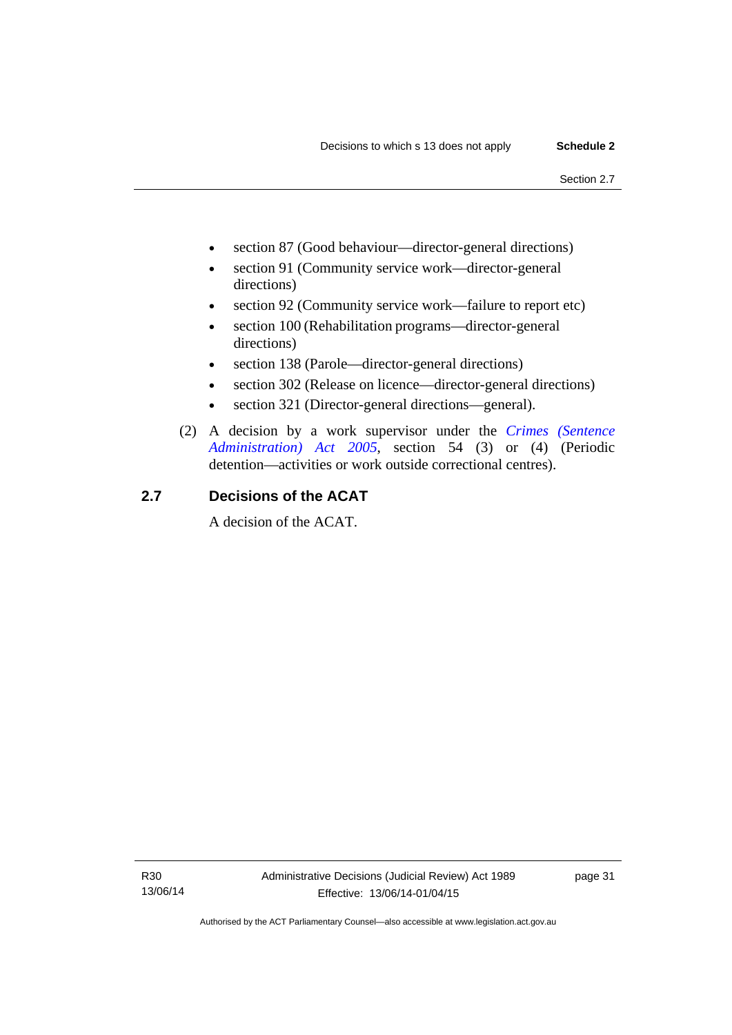- section 87 (Good behaviour—director-general directions)
- section 91 (Community service work—director-general directions)
- section 92 (Community service work—failure to report etc)
- section 100 (Rehabilitation programs—director-general directions)
- section 138 (Parole—director-general directions)
- section 302 (Release on licence—director-general directions)
- section 321 (Director-general directions—general).

(2) A decision by a work supervisor under the *Crimes (Sentence Administration) Act 2005*, section 54 (3) or (4) (Periodic detention—activities or work outside correctional centres).

## 2.7 Decisions of the ACAT

A decision of the ACAT.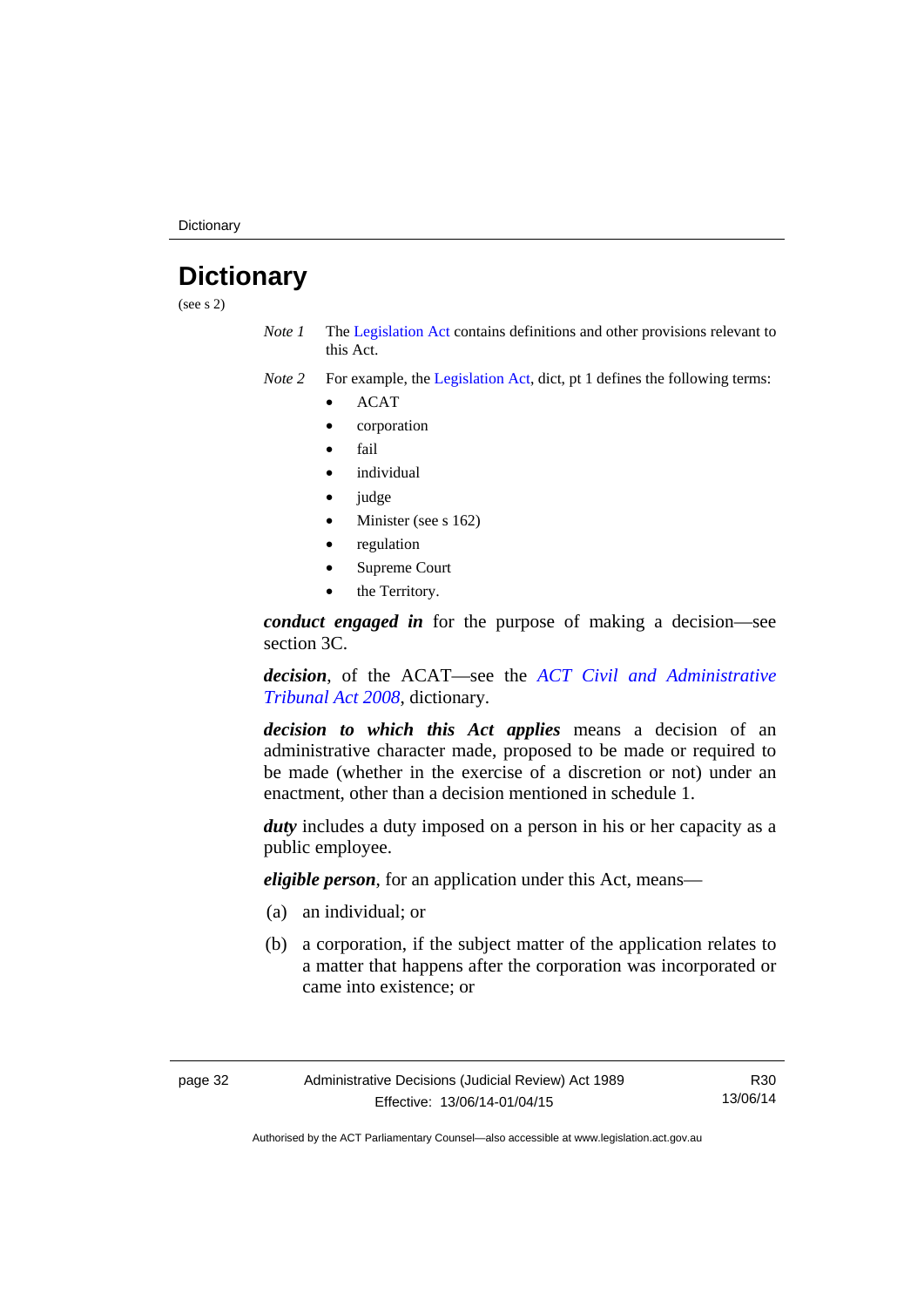# Dictionary

(see s 2)

*Note 1* The Legislation Act contains definitions and other provisions relevant to this Act.

*Note 2* For example, the Legislation Act, dict, pt 1 defines the following terms:

- ACAT
- corporation
- fail
- individual
- judge
- Minister (see s 162)
- regulation
- Supreme Court
- the Territory.

***conduct engaged in*** for the purpose of making a decision—see section 3C.

***decision***, of the ACAT—see the *ACT Civil and Administrative Tribunal Act 2008*, dictionary.

***decision to which this Act applies*** means a decision of an administrative character made, proposed to be made or required to be made (whether in the exercise of a discretion or not) under an enactment, other than a decision mentioned in schedule 1.

***duty*** includes a duty imposed on a person in his or her capacity as a public employee.

***eligible person***, for an application under this Act, means—

(a) an individual; or

(b) a corporation, if the subject matter of the application relates to a matter that happens after the corporation was incorporated or came into existence; or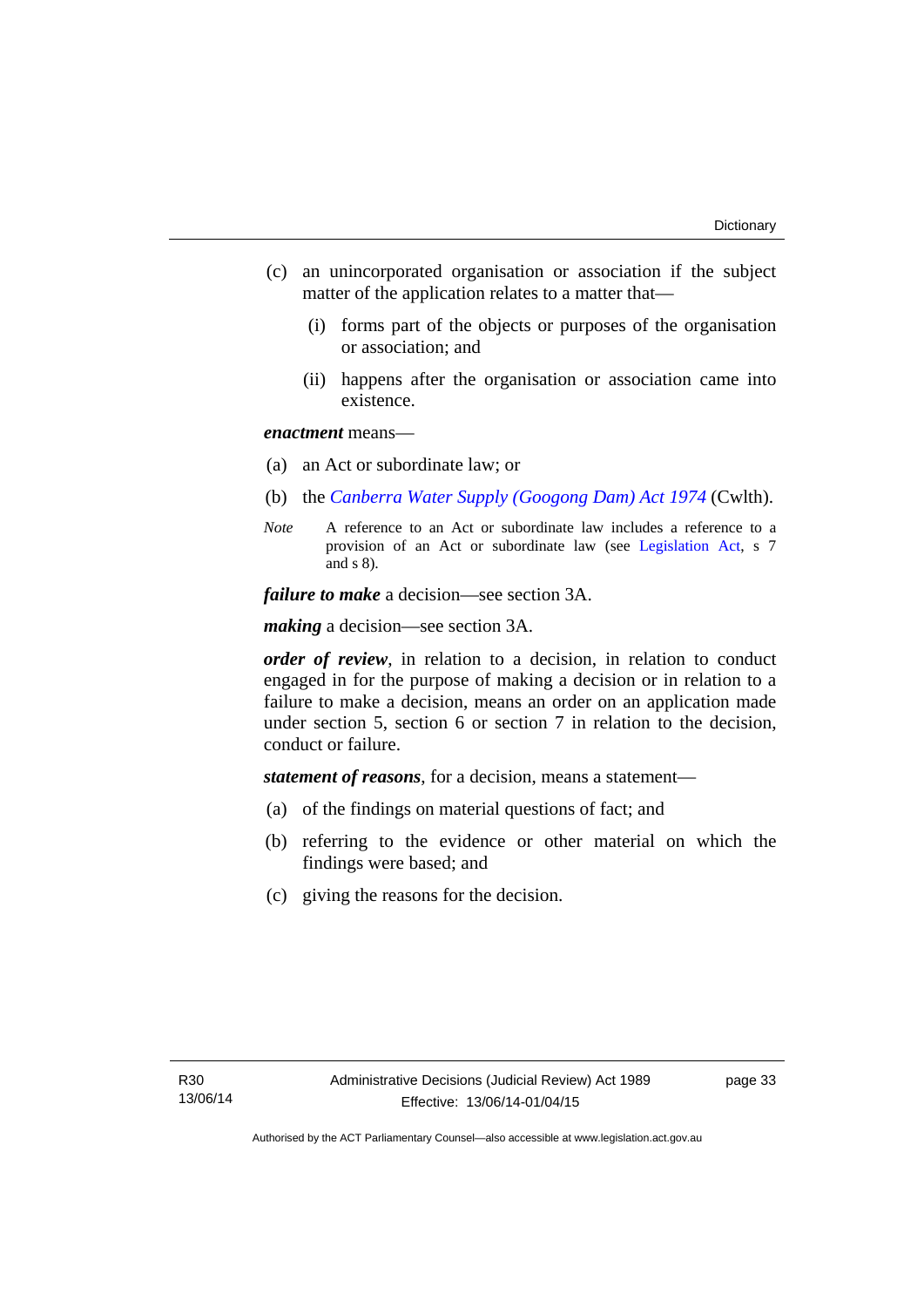(c) an unincorporated organisation or association if the subject matter of the application relates to a matter that—

   (i) forms part of the objects or purposes of the organisation or association; and

   (ii) happens after the organisation or association came into existence.

***enactment*** means—

(a) an Act or subordinate law; or

(b) the *Canberra Water Supply (Googong Dam) Act 1974* (Cwlth).

*Note* A reference to an Act or subordinate law includes a reference to a provision of an Act or subordinate law (see Legislation Act, s 7 and s 8).

***failure to make*** a decision—see section 3A.

***making*** a decision—see section 3A.

***order of review***, in relation to a decision, in relation to conduct engaged in for the purpose of making a decision or in relation to a failure to make a decision, means an order on an application made under section 5, section 6 or section 7 in relation to the decision, conduct or failure.

***statement of reasons***, for a decision, means a statement—

(a) of the findings on material questions of fact; and

(b) referring to the evidence or other material on which the findings were based; and

(c) giving the reasons for the decision.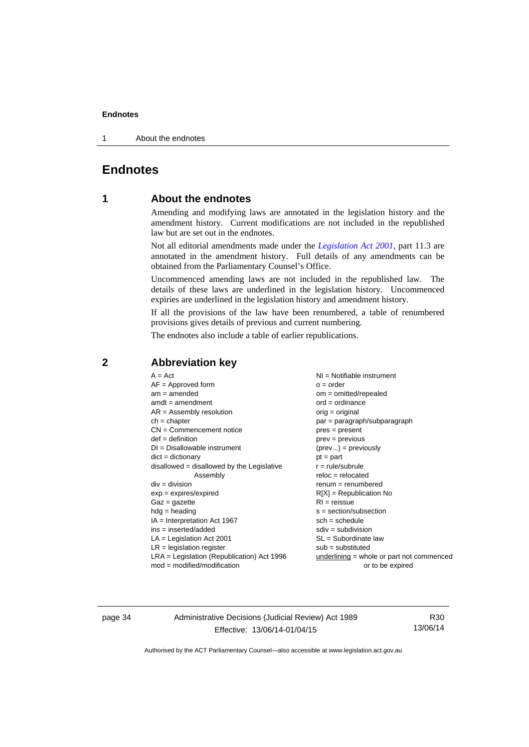# Endnotes

## 1 About the endnotes

Amending and modifying laws are annotated in the legislation history and the amendment history. Current modifications are not included in the republished law but are set out in the endnotes.

Not all editorial amendments made under the *Legislation Act 2001*, part 11.3 are annotated in the amendment history. Full details of any amendments can be obtained from the Parliamentary Counsel's Office.

Uncommenced amending laws are not included in the republished law. The details of these laws are underlined in the legislation history. Uncommenced expiries are underlined in the legislation history and amendment history.

If all the provisions of the law have been renumbered, a table of renumbered provisions gives details of previous and current numbering.

The endnotes also include a table of earlier republications.

## 2 Abbreviation key

A = Act
AF = Approved form
am = amended
amdt = amendment
AR = Assembly resolution
ch = chapter
CN = Commencement notice
def = definition
DI = Disallowable instrument
dict = dictionary
disallowed = disallowed by the Legislative Assembly
div = division
exp = expires/expired
Gaz = gazette
hdg = heading
IA = Interpretation Act 1967
ins = inserted/added
LA = Legislation Act 2001
LR = legislation register
LRA = Legislation (Republication) Act 1996
mod = modified/modification
NI = Notifiable instrument
o = order
om = omitted/repealed
ord = ordinance
orig = original
par = paragraph/subparagraph
pres = present
prev = previous
(prev...) = previously
pt = part
r = rule/subrule
reloc = relocated
renum = renumbered
R[X] = Republication No
RI = reissue
s = section/subsection
sch = schedule
sdiv = subdivision
SL = Subordinate law
sub = substituted
underlining = whole or part not commenced or to be expired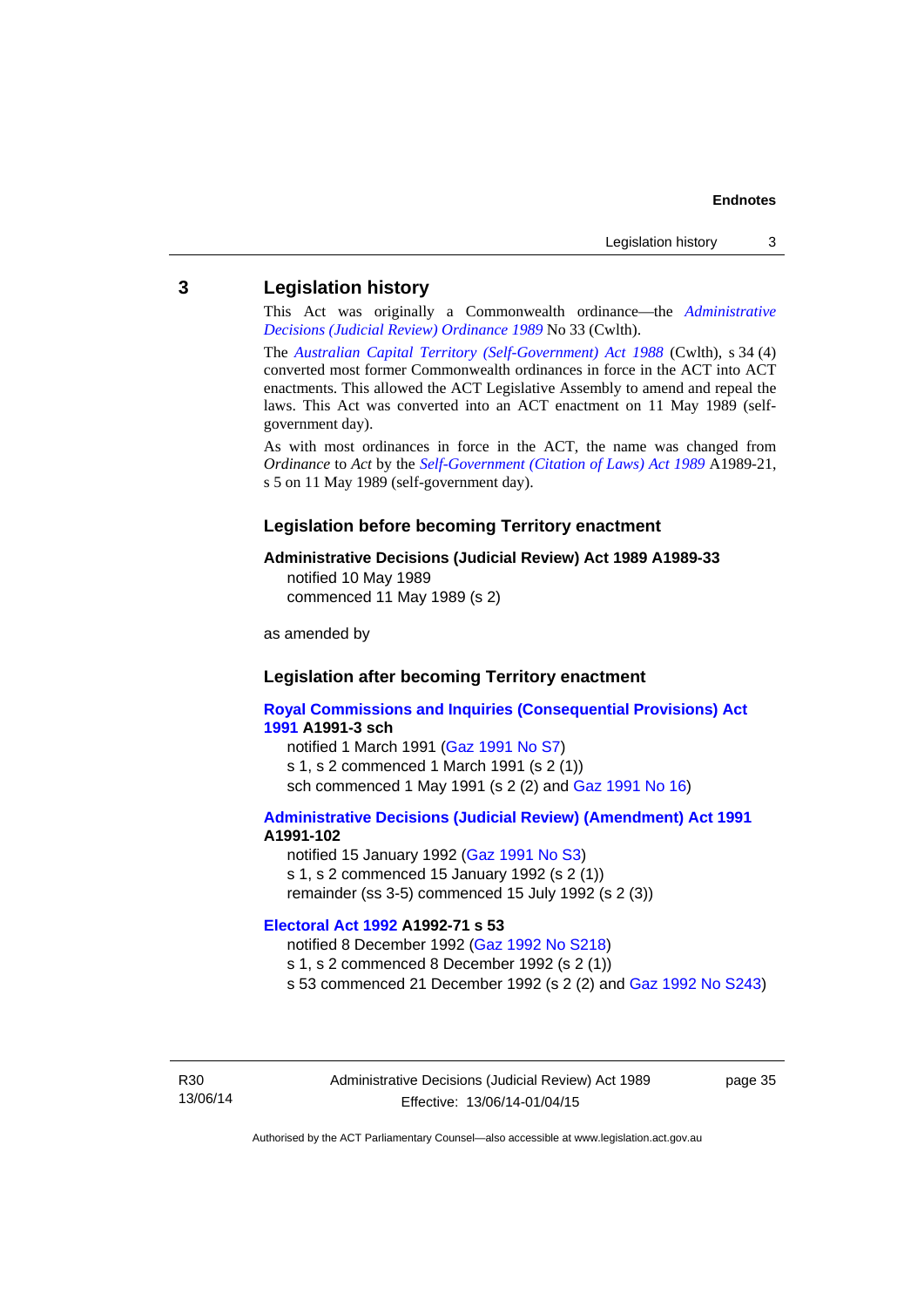## 3 Legislation history

This Act was originally a Commonwealth ordinance—the *Administrative Decisions (Judicial Review) Ordinance 1989* No 33 (Cwlth).

The *Australian Capital Territory (Self-Government) Act 1988* (Cwlth), s 34 (4) converted most former Commonwealth ordinances in force in the ACT into ACT enactments. This allowed the ACT Legislative Assembly to amend and repeal the laws. This Act was converted into an ACT enactment on 11 May 1989 (self-government day).

As with most ordinances in force in the ACT, the name was changed from *Ordinance* to *Act* by the *Self-Government (Citation of Laws) Act 1989* A1989-21, s 5 on 11 May 1989 (self-government day).

### Legislation before becoming Territory enactment

**Administrative Decisions (Judicial Review) Act 1989 A1989-33**
notified 10 May 1989
commenced 11 May 1989 (s 2)

as amended by

### Legislation after becoming Territory enactment

**Royal Commissions and Inquiries (Consequential Provisions) Act 1991 A1991-3 sch**
notified 1 March 1991 (Gaz 1991 No S7)
s 1, s 2 commenced 1 March 1991 (s 2 (1))
sch commenced 1 May 1991 (s 2 (2) and Gaz 1991 No 16)

**Administrative Decisions (Judicial Review) (Amendment) Act 1991 A1991-102**
notified 15 January 1992 (Gaz 1991 No S3)
s 1, s 2 commenced 15 January 1992 (s 2 (1))
remainder (ss 3-5) commenced 15 July 1992 (s 2 (3))

**Electoral Act 1992 A1992-71 s 53**
notified 8 December 1992 (Gaz 1992 No S218)
s 1, s 2 commenced 8 December 1992 (s 2 (1))
s 53 commenced 21 December 1992 (s 2 (2) and Gaz 1992 No S243)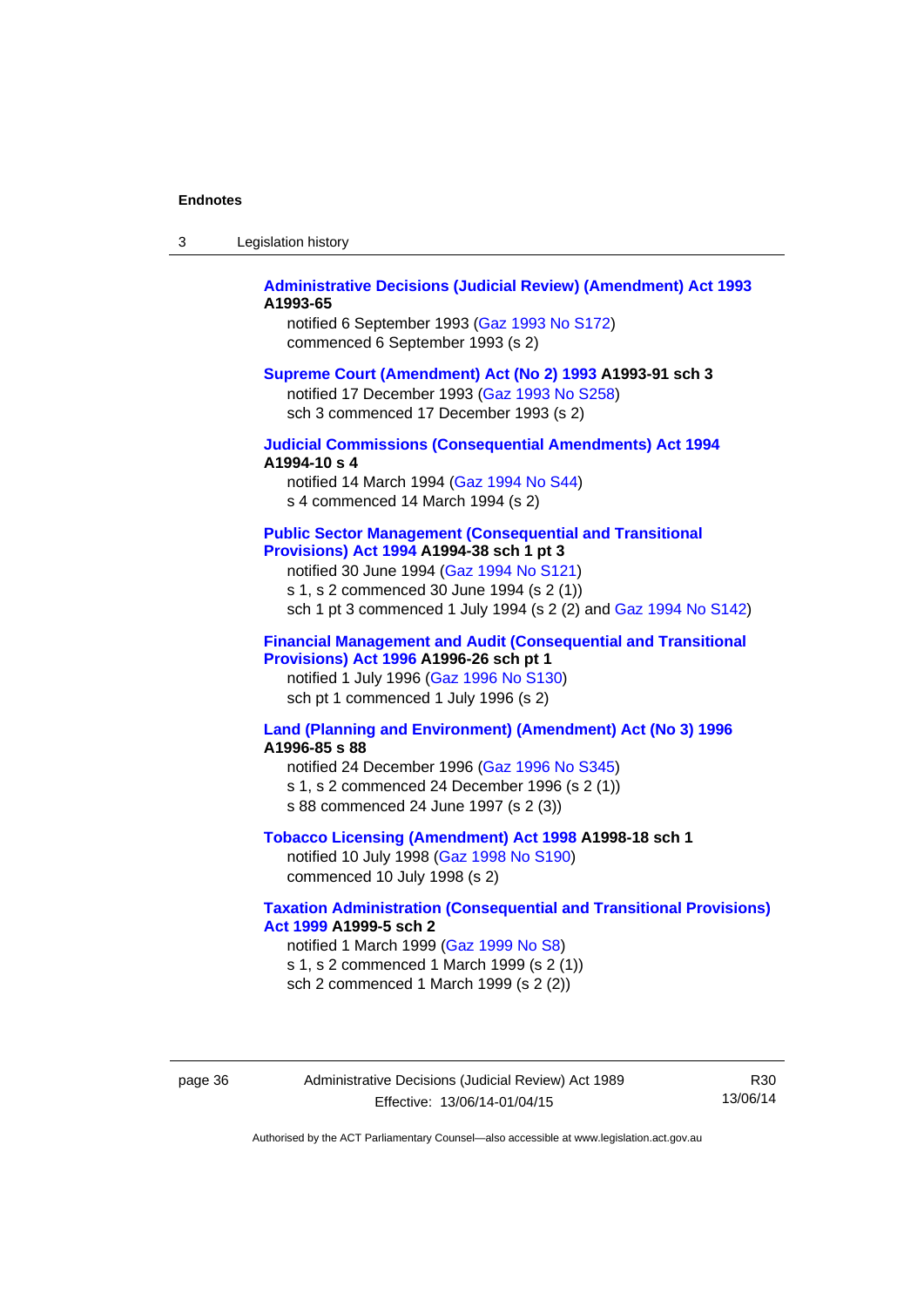**Administrative Decisions (Judicial Review) (Amendment) Act 1993** **A1993-65**

notified 6 September 1993 (Gaz 1993 No S172)
commenced 6 September 1993 (s 2)

**Supreme Court (Amendment) Act (No 2) 1993** **A1993-91 sch 3**

notified 17 December 1993 (Gaz 1993 No S258)
sch 3 commenced 17 December 1993 (s 2)

**Judicial Commissions (Consequential Amendments) Act 1994** **A1994-10 s 4**

notified 14 March 1994 (Gaz 1994 No S44)
s 4 commenced 14 March 1994 (s 2)

**Public Sector Management (Consequential and Transitional Provisions) Act 1994** **A1994-38 sch 1 pt 3**

notified 30 June 1994 (Gaz 1994 No S121)
s 1, s 2 commenced 30 June 1994 (s 2 (1))
sch 1 pt 3 commenced 1 July 1994 (s 2 (2) and Gaz 1994 No S142)

**Financial Management and Audit (Consequential and Transitional Provisions) Act 1996** **A1996-26 sch pt 1**

notified 1 July 1996 (Gaz 1996 No S130)
sch pt 1 commenced 1 July 1996 (s 2)

**Land (Planning and Environment) (Amendment) Act (No 3) 1996** **A1996-85 s 88**

notified 24 December 1996 (Gaz 1996 No S345)
s 1, s 2 commenced 24 December 1996 (s 2 (1))
s 88 commenced 24 June 1997 (s 2 (3))

**Tobacco Licensing (Amendment) Act 1998** **A1998-18 sch 1**

notified 10 July 1998 (Gaz 1998 No S190)
commenced 10 July 1998 (s 2)

**Taxation Administration (Consequential and Transitional Provisions) Act 1999** **A1999-5 sch 2**

notified 1 March 1999 (Gaz 1999 No S8)
s 1, s 2 commenced 1 March 1999 (s 2 (1))
sch 2 commenced 1 March 1999 (s 2 (2))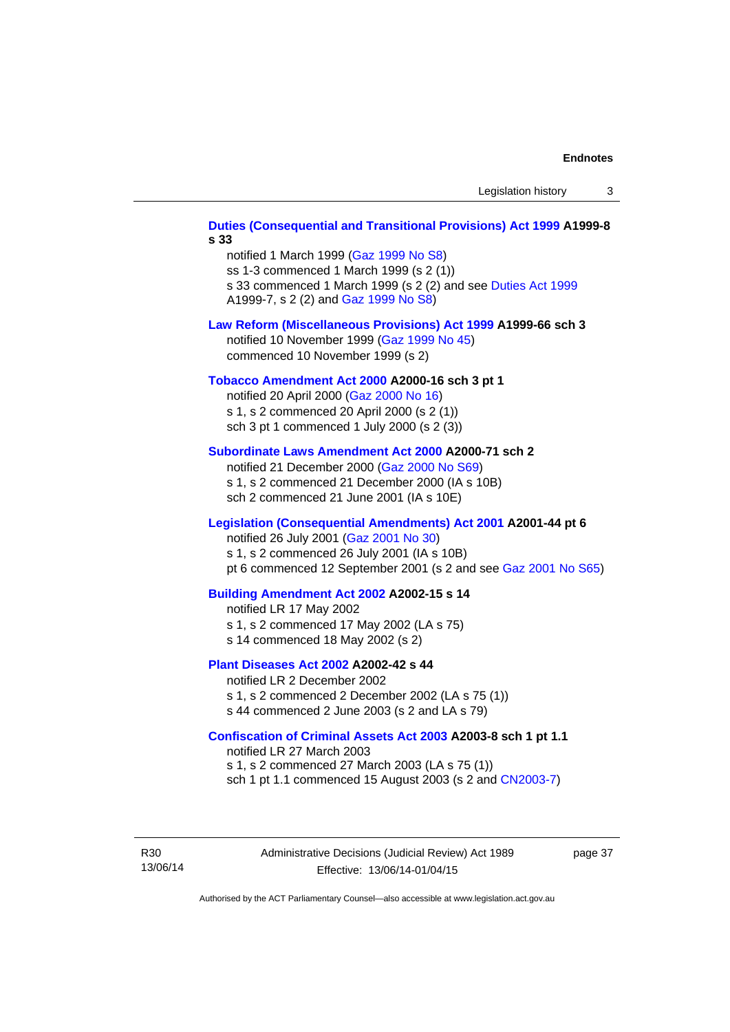**Duties (Consequential and Transitional Provisions) Act 1999 A1999-8 s 33**

notified 1 March 1999 (Gaz 1999 No S8)
ss 1-3 commenced 1 March 1999 (s 2 (1))
s 33 commenced 1 March 1999 (s 2 (2) and see Duties Act 1999 A1999-7, s 2 (2) and Gaz 1999 No S8)

**Law Reform (Miscellaneous Provisions) Act 1999 A1999-66 sch 3**

notified 10 November 1999 (Gaz 1999 No 45)
commenced 10 November 1999 (s 2)

**Tobacco Amendment Act 2000 A2000-16 sch 3 pt 1**

notified 20 April 2000 (Gaz 2000 No 16)
s 1, s 2 commenced 20 April 2000 (s 2 (1))
sch 3 pt 1 commenced 1 July 2000 (s 2 (3))

**Subordinate Laws Amendment Act 2000 A2000-71 sch 2**

notified 21 December 2000 (Gaz 2000 No S69)
s 1, s 2 commenced 21 December 2000 (IA s 10B)
sch 2 commenced 21 June 2001 (IA s 10E)

**Legislation (Consequential Amendments) Act 2001 A2001-44 pt 6**

notified 26 July 2001 (Gaz 2001 No 30)
s 1, s 2 commenced 26 July 2001 (IA s 10B)
pt 6 commenced 12 September 2001 (s 2 and see Gaz 2001 No S65)

**Building Amendment Act 2002 A2002-15 s 14**

notified LR 17 May 2002
s 1, s 2 commenced 17 May 2002 (LA s 75)
s 14 commenced 18 May 2002 (s 2)

**Plant Diseases Act 2002 A2002-42 s 44**

notified LR 2 December 2002
s 1, s 2 commenced 2 December 2002 (LA s 75 (1))
s 44 commenced 2 June 2003 (s 2 and LA s 79)

**Confiscation of Criminal Assets Act 2003 A2003-8 sch 1 pt 1.1**

notified LR 27 March 2003
s 1, s 2 commenced 27 March 2003 (LA s 75 (1))
sch 1 pt 1.1 commenced 15 August 2003 (s 2 and CN2003-7)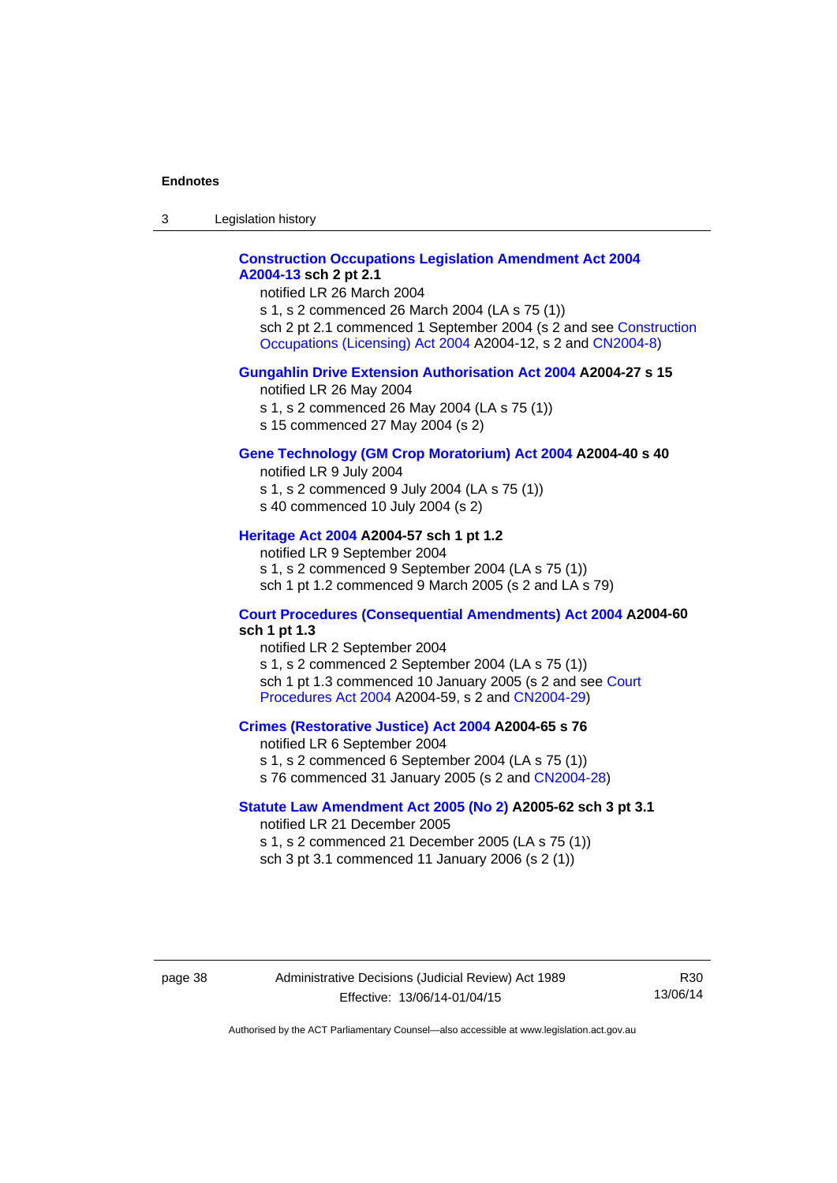**Construction Occupations Legislation Amendment Act 2004 A2004-13 sch 2 pt 2.1**

notified LR 26 March 2004
s 1, s 2 commenced 26 March 2004 (LA s 75 (1))
sch 2 pt 2.1 commenced 1 September 2004 (s 2 and see Construction Occupations (Licensing) Act 2004 A2004-12, s 2 and CN2004-8)

**Gungahlin Drive Extension Authorisation Act 2004 A2004-27 s 15**

notified LR 26 May 2004
s 1, s 2 commenced 26 May 2004 (LA s 75 (1))
s 15 commenced 27 May 2004 (s 2)

**Gene Technology (GM Crop Moratorium) Act 2004 A2004-40 s 40**

notified LR 9 July 2004
s 1, s 2 commenced 9 July 2004 (LA s 75 (1))
s 40 commenced 10 July 2004 (s 2)

**Heritage Act 2004 A2004-57 sch 1 pt 1.2**

notified LR 9 September 2004
s 1, s 2 commenced 9 September 2004 (LA s 75 (1))
sch 1 pt 1.2 commenced 9 March 2005 (s 2 and LA s 79)

**Court Procedures (Consequential Amendments) Act 2004 A2004-60 sch 1 pt 1.3**

notified LR 2 September 2004
s 1, s 2 commenced 2 September 2004 (LA s 75 (1))
sch 1 pt 1.3 commenced 10 January 2005 (s 2 and see Court Procedures Act 2004 A2004-59, s 2 and CN2004-29)

**Crimes (Restorative Justice) Act 2004 A2004-65 s 76**

notified LR 6 September 2004
s 1, s 2 commenced 6 September 2004 (LA s 75 (1))
s 76 commenced 31 January 2005 (s 2 and CN2004-28)

**Statute Law Amendment Act 2005 (No 2) A2005-62 sch 3 pt 3.1**

notified LR 21 December 2005
s 1, s 2 commenced 21 December 2005 (LA s 75 (1))
sch 3 pt 3.1 commenced 11 January 2006 (s 2 (1))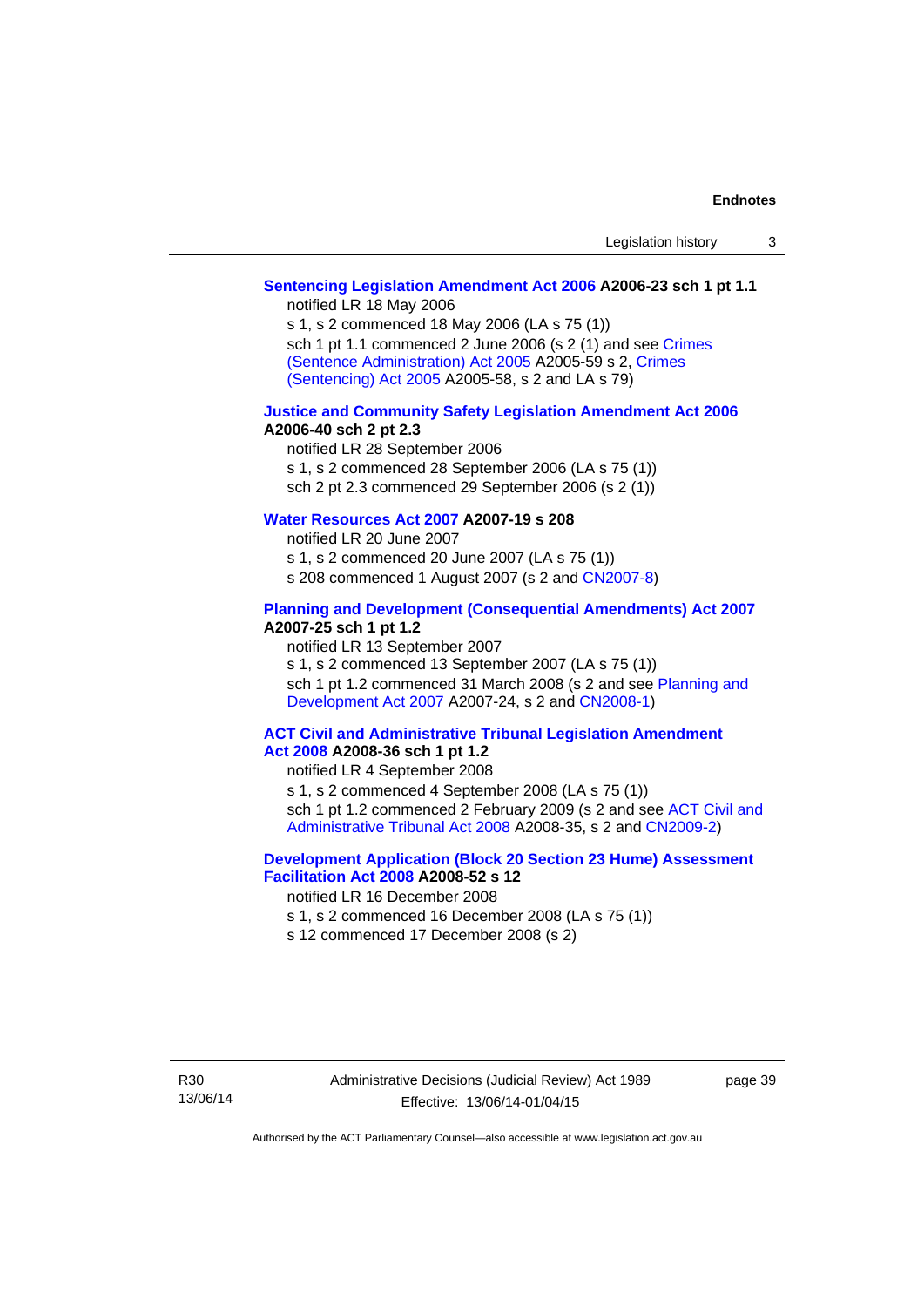**Sentencing Legislation Amendment Act 2006 A2006-23 sch 1 pt 1.1**

notified LR 18 May 2006

s 1, s 2 commenced 18 May 2006 (LA s 75 (1))

sch 1 pt 1.1 commenced 2 June 2006 (s 2 (1) and see Crimes (Sentence Administration) Act 2005 A2005-59 s 2, Crimes (Sentencing) Act 2005 A2005-58, s 2 and LA s 79)

**Justice and Community Safety Legislation Amendment Act 2006 A2006-40 sch 2 pt 2.3**

notified LR 28 September 2006

s 1, s 2 commenced 28 September 2006 (LA s 75 (1))

sch 2 pt 2.3 commenced 29 September 2006 (s 2 (1))

**Water Resources Act 2007 A2007-19 s 208**

notified LR 20 June 2007

s 1, s 2 commenced 20 June 2007 (LA s 75 (1))

s 208 commenced 1 August 2007 (s 2 and CN2007-8)

**Planning and Development (Consequential Amendments) Act 2007 A2007-25 sch 1 pt 1.2**

notified LR 13 September 2007

s 1, s 2 commenced 13 September 2007 (LA s 75 (1))

sch 1 pt 1.2 commenced 31 March 2008 (s 2 and see Planning and Development Act 2007 A2007-24, s 2 and CN2008-1)

**ACT Civil and Administrative Tribunal Legislation Amendment Act 2008 A2008-36 sch 1 pt 1.2**

notified LR 4 September 2008

s 1, s 2 commenced 4 September 2008 (LA s 75 (1))

sch 1 pt 1.2 commenced 2 February 2009 (s 2 and see ACT Civil and Administrative Tribunal Act 2008 A2008-35, s 2 and CN2009-2)

**Development Application (Block 20 Section 23 Hume) Assessment Facilitation Act 2008 A2008-52 s 12**

notified LR 16 December 2008

s 1, s 2 commenced 16 December 2008 (LA s 75 (1))

s 12 commenced 17 December 2008 (s 2)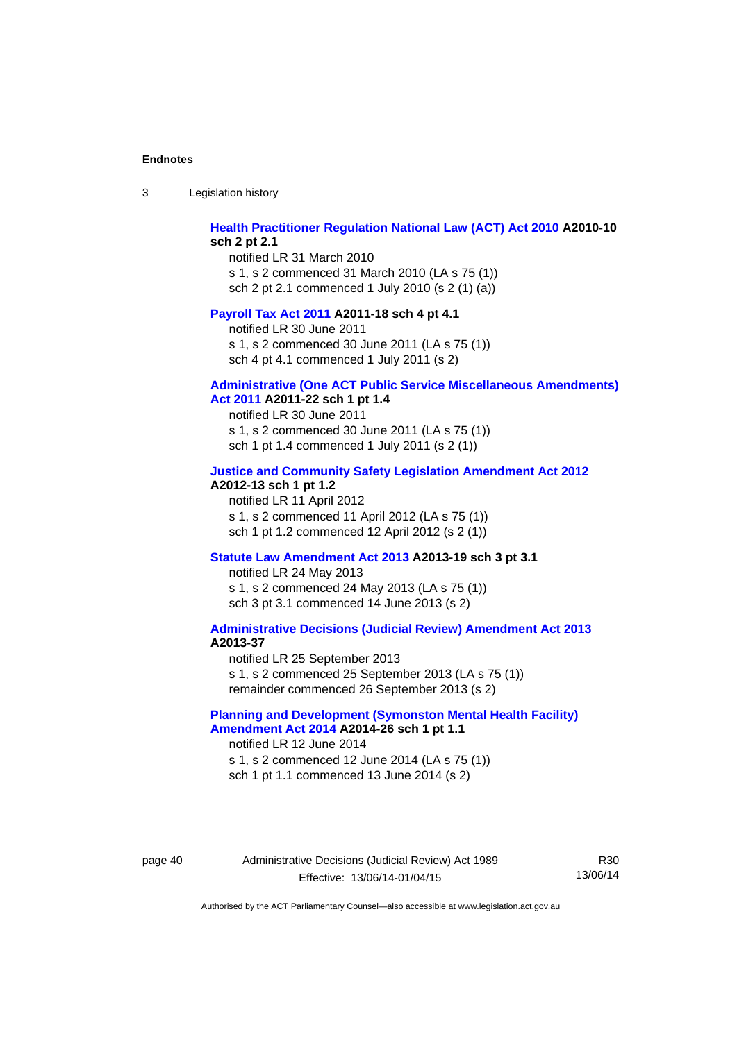**Health Practitioner Regulation National Law (ACT) Act 2010 A2010-10 sch 2 pt 2.1**

notified LR 31 March 2010
s 1, s 2 commenced 31 March 2010 (LA s 75 (1))
sch 2 pt 2.1 commenced 1 July 2010 (s 2 (1) (a))

**Payroll Tax Act 2011 A2011-18 sch 4 pt 4.1**

notified LR 30 June 2011
s 1, s 2 commenced 30 June 2011 (LA s 75 (1))
sch 4 pt 4.1 commenced 1 July 2011 (s 2)

**Administrative (One ACT Public Service Miscellaneous Amendments) Act 2011 A2011-22 sch 1 pt 1.4**

notified LR 30 June 2011
s 1, s 2 commenced 30 June 2011 (LA s 75 (1))
sch 1 pt 1.4 commenced 1 July 2011 (s 2 (1))

**Justice and Community Safety Legislation Amendment Act 2012 A2012-13 sch 1 pt 1.2**

notified LR 11 April 2012
s 1, s 2 commenced 11 April 2012 (LA s 75 (1))
sch 1 pt 1.2 commenced 12 April 2012 (s 2 (1))

**Statute Law Amendment Act 2013 A2013-19 sch 3 pt 3.1**

notified LR 24 May 2013
s 1, s 2 commenced 24 May 2013 (LA s 75 (1))
sch 3 pt 3.1 commenced 14 June 2013 (s 2)

**Administrative Decisions (Judicial Review) Amendment Act 2013 A2013-37**

notified LR 25 September 2013
s 1, s 2 commenced 25 September 2013 (LA s 75 (1))
remainder commenced 26 September 2013 (s 2)

**Planning and Development (Symonston Mental Health Facility) Amendment Act 2014 A2014-26 sch 1 pt 1.1**

notified LR 12 June 2014
s 1, s 2 commenced 12 June 2014 (LA s 75 (1))
sch 1 pt 1.1 commenced 13 June 2014 (s 2)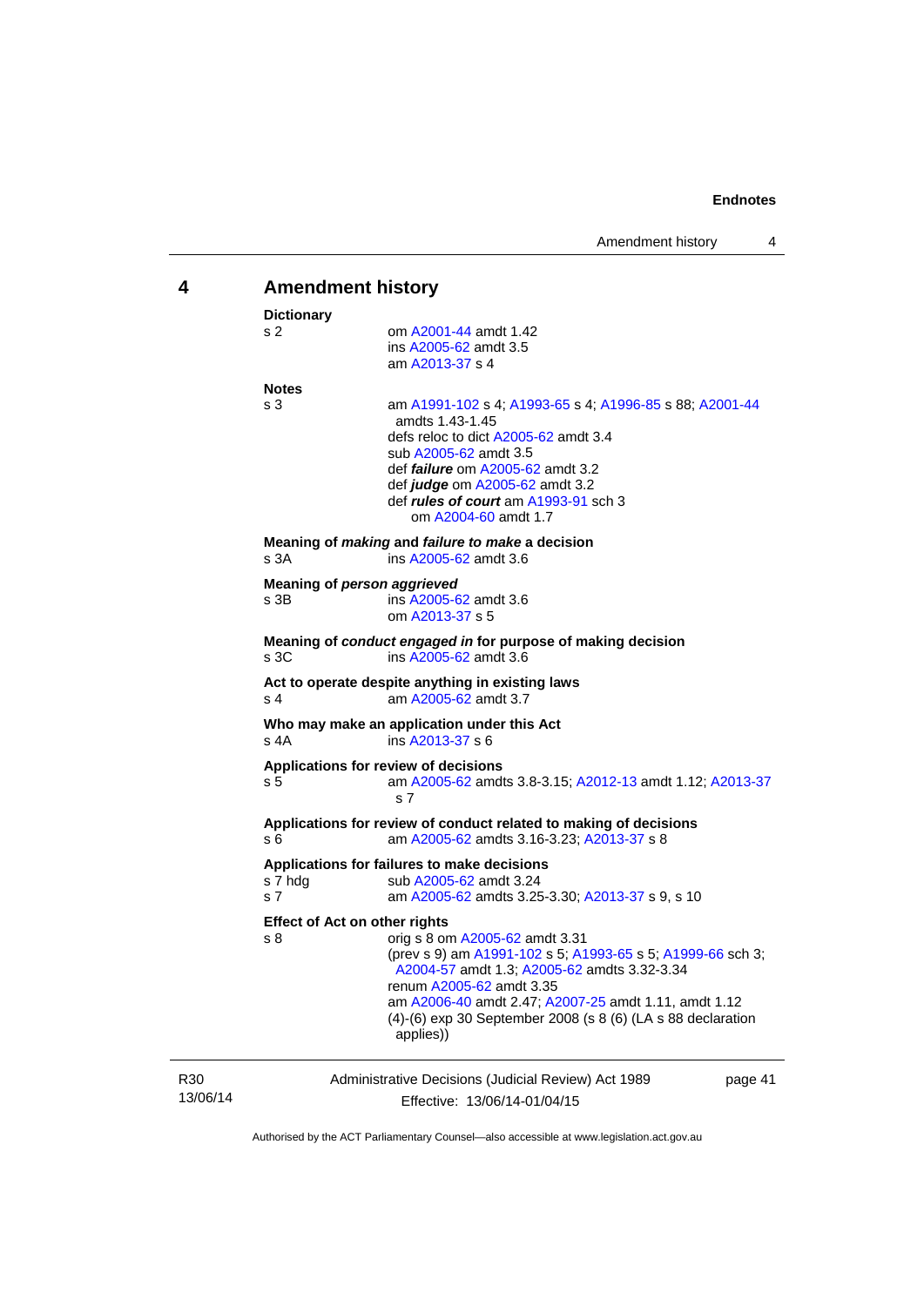## 4 Amendment history

**Dictionary**
s 2 — om A2001-44 amdt 1.42
ins A2005-62 amdt 3.5
am A2013-37 s 4

**Notes**
s 3 — am A1991-102 s 4; A1993-65 s 4; A1996-85 s 88; A2001-44 amdts 1.43-1.45
defs reloc to dict A2005-62 amdt 3.4
sub A2005-62 amdt 3.5
def ***failure*** om A2005-62 amdt 3.2
def ***judge*** om A2005-62 amdt 3.2
def ***rules of court*** am A1993-91 sch 3
om A2004-60 amdt 1.7

**Meaning of *making* and *failure to make* a decision**
s 3A — ins A2005-62 amdt 3.6

**Meaning of *person aggrieved***
s 3B — ins A2005-62 amdt 3.6
om A2013-37 s 5

**Meaning of *conduct engaged in* for purpose of making decision**
s 3C — ins A2005-62 amdt 3.6

**Act to operate despite anything in existing laws**
s 4 — am A2005-62 amdt 3.7

**Who may make an application under this Act**
s 4A — ins A2013-37 s 6

**Applications for review of decisions**
s 5 — am A2005-62 amdts 3.8-3.15; A2012-13 amdt 1.12; A2013-37 s 7

**Applications for review of conduct related to making of decisions**
s 6 — am A2005-62 amdts 3.16-3.23; A2013-37 s 8

**Applications for failures to make decisions**
s 7 hdg — sub A2005-62 amdt 3.24
s 7 — am A2005-62 amdts 3.25-3.30; A2013-37 s 9, s 10

**Effect of Act on other rights**
s 8 — orig s 8 om A2005-62 amdt 3.31
(prev s 9) am A1991-102 s 5; A1993-65 s 5; A1999-66 sch 3; A2004-57 amdt 1.3; A2005-62 amdts 3.32-3.34
renum A2005-62 amdt 3.35
am A2006-40 amdt 2.47; A2007-25 amdt 1.11, amdt 1.12
(4)-(6) exp 30 September 2008 (s 8 (6) (LA s 88 declaration applies))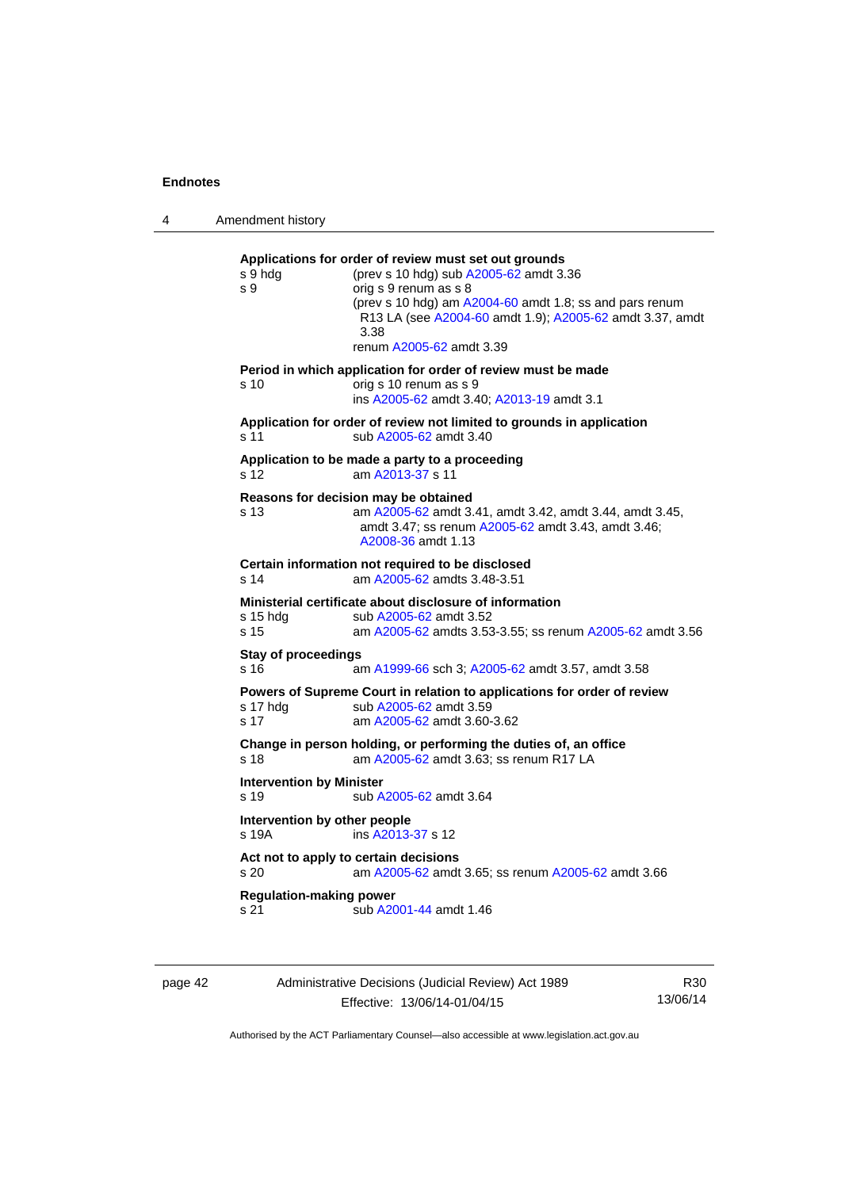**Applications for order of review must set out grounds**

s 9 hdg (prev s 10 hdg) sub A2005-62 amdt 3.36

s 9 orig s 9 renum as s 8
(prev s 10 hdg) am A2004-60 amdt 1.8; ss and pars renum R13 LA (see A2004-60 amdt 1.9); A2005-62 amdt 3.37, amdt 3.38
renum A2005-62 amdt 3.39

**Period in which application for order of review must be made**

s 10 orig s 10 renum as s 9
ins A2005-62 amdt 3.40; A2013-19 amdt 3.1

**Application for order of review not limited to grounds in application**

s 11 sub A2005-62 amdt 3.40

**Application to be made a party to a proceeding**

s 12 am A2013-37 s 11

**Reasons for decision may be obtained**

s 13 am A2005-62 amdt 3.41, amdt 3.42, amdt 3.44, amdt 3.45, amdt 3.47; ss renum A2005-62 amdt 3.43, amdt 3.46; A2008-36 amdt 1.13

**Certain information not required to be disclosed**

s 14 am A2005-62 amdts 3.48-3.51

**Ministerial certificate about disclosure of information**

s 15 hdg sub A2005-62 amdt 3.52

s 15 am A2005-62 amdts 3.53-3.55; ss renum A2005-62 amdt 3.56

**Stay of proceedings**

s 16 am A1999-66 sch 3; A2005-62 amdt 3.57, amdt 3.58

**Powers of Supreme Court in relation to applications for order of review**

s 17 hdg sub A2005-62 amdt 3.59

s 17 am A2005-62 amdt 3.60-3.62

**Change in person holding, or performing the duties of, an office**

s 18 am A2005-62 amdt 3.63; ss renum R17 LA

**Intervention by Minister**

s 19 sub A2005-62 amdt 3.64

**Intervention by other people**

s 19A ins A2013-37 s 12

**Act not to apply to certain decisions**

s 20 am A2005-62 amdt 3.65; ss renum A2005-62 amdt 3.66

**Regulation-making power**

s 21 sub A2001-44 amdt 1.46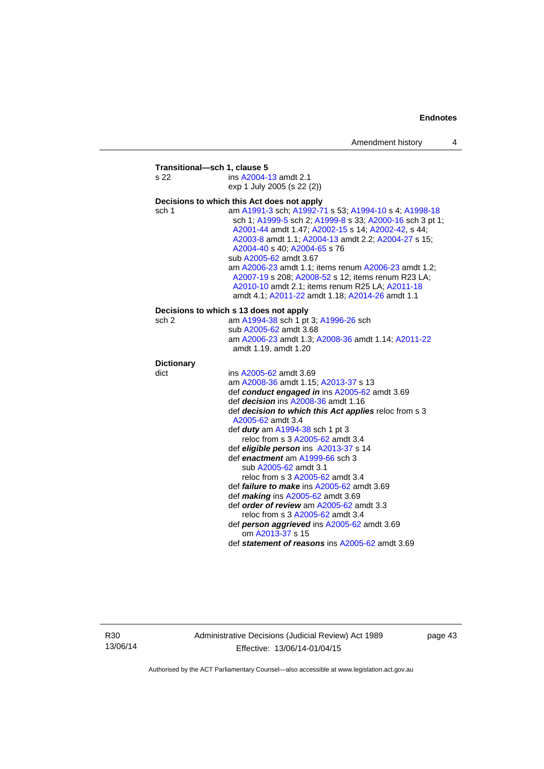**Transitional—sch 1, clause 5**

s 22 ins A2004-13 amdt 2.1
exp 1 July 2005 (s 22 (2))

**Decisions to which this Act does not apply**

sch 1 am A1991-3 sch; A1992-71 s 53; A1994-10 s 4; A1998-18 sch 1; A1999-5 sch 2; A1999-8 s 33; A2000-16 sch 3 pt 1; A2001-44 amdt 1.47; A2002-15 s 14; A2002-42, s 44; A2003-8 amdt 1.1; A2004-13 amdt 2.2; A2004-27 s 15; A2004-40 s 40; A2004-65 s 76
sub A2005-62 amdt 3.67
am A2006-23 amdt 1.1; items renum A2006-23 amdt 1.2; A2007-19 s 208; A2008-52 s 12; items renum R23 LA; A2010-10 amdt 2.1; items renum R25 LA; A2011-18 amdt 4.1; A2011-22 amdt 1.18; A2014-26 amdt 1.1

**Decisions to which s 13 does not apply**

sch 2 am A1994-38 sch 1 pt 3; A1996-26 sch
sub A2005-62 amdt 3.68
am A2006-23 amdt 1.3; A2008-36 amdt 1.14; A2011-22 amdt 1.19, amdt 1.20

**Dictionary**

dict ins A2005-62 amdt 3.69
am A2008-36 amdt 1.15; A2013-37 s 13
def ***conduct engaged in*** ins A2005-62 amdt 3.69
def ***decision*** ins A2008-36 amdt 1.16
def ***decision to which this Act applies*** reloc from s 3 A2005-62 amdt 3.4
def ***duty*** am A1994-38 sch 1 pt 3
reloc from s 3 A2005-62 amdt 3.4
def ***eligible person*** ins A2013-37 s 14
def ***enactment*** am A1999-66 sch 3
sub A2005-62 amdt 3.1
reloc from s 3 A2005-62 amdt 3.4
def ***failure to make*** ins A2005-62 amdt 3.69
def ***making*** ins A2005-62 amdt 3.69
def ***order of review*** am A2005-62 amdt 3.3
reloc from s 3 A2005-62 amdt 3.4
def ***person aggrieved*** ins A2005-62 amdt 3.69
om A2013-37 s 15
def ***statement of reasons*** ins A2005-62 amdt 3.69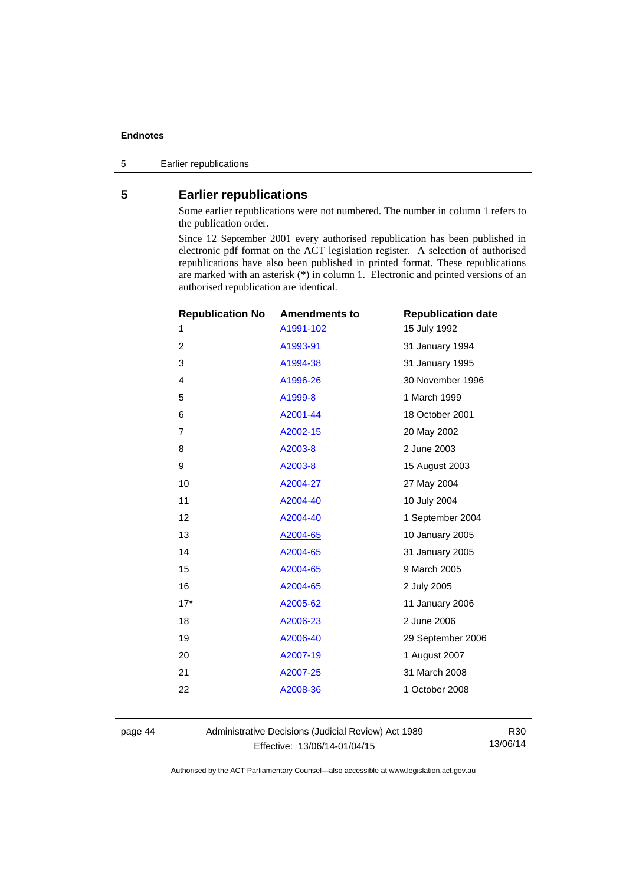# 5 Earlier republications

Some earlier republications were not numbered. The number in column 1 refers to the publication order.

Since 12 September 2001 every authorised republication has been published in electronic pdf format on the ACT legislation register. A selection of authorised republications have also been published in printed format. These republications are marked with an asterisk (*) in column 1. Electronic and printed versions of an authorised republication are identical.

| Republication No | Amendments to | Republication date |
|---|---|---|
| 1 | A1991-102 | 15 July 1992 |
| 2 | A1993-91 | 31 January 1994 |
| 3 | A1994-38 | 31 January 1995 |
| 4 | A1996-26 | 30 November 1996 |
| 5 | A1999-8 | 1 March 1999 |
| 6 | A2001-44 | 18 October 2001 |
| 7 | A2002-15 | 20 May 2002 |
| 8 | A2003-8 | 2 June 2003 |
| 9 | A2003-8 | 15 August 2003 |
| 10 | A2004-27 | 27 May 2004 |
| 11 | A2004-40 | 10 July 2004 |
| 12 | A2004-40 | 1 September 2004 |
| 13 | A2004-65 | 10 January 2005 |
| 14 | A2004-65 | 31 January 2005 |
| 15 | A2004-65 | 9 March 2005 |
| 16 | A2004-65 | 2 July 2005 |
| 17* | A2005-62 | 11 January 2006 |
| 18 | A2006-23 | 2 June 2006 |
| 19 | A2006-40 | 29 September 2006 |
| 20 | A2007-19 | 1 August 2007 |
| 21 | A2007-25 | 31 March 2008 |
| 22 | A2008-36 | 1 October 2008 |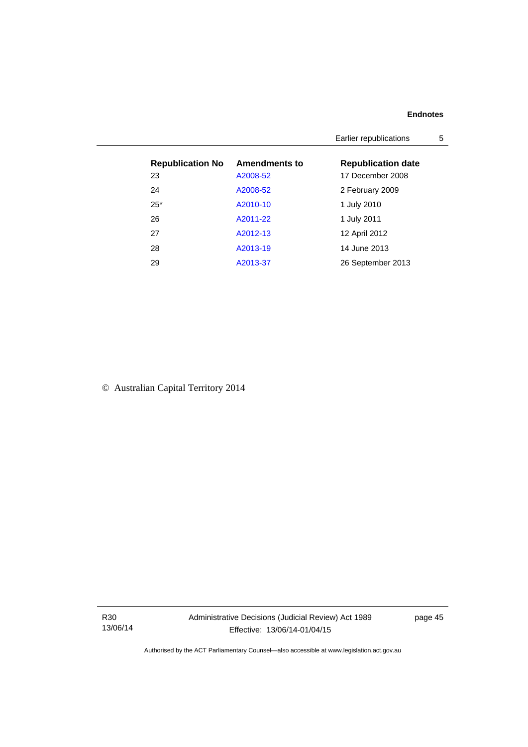| Republication No | Amendments to | Republication date |
|---|---|---|
| 23 | A2008-52 | 17 December 2008 |
| 24 | A2008-52 | 2 February 2009 |
| 25* | A2010-10 | 1 July 2010 |
| 26 | A2011-22 | 1 July 2011 |
| 27 | A2012-13 | 12 April 2012 |
| 28 | A2013-19 | 14 June 2013 |
| 29 | A2013-37 | 26 September 2013 |

© Australian Capital Territory 2014